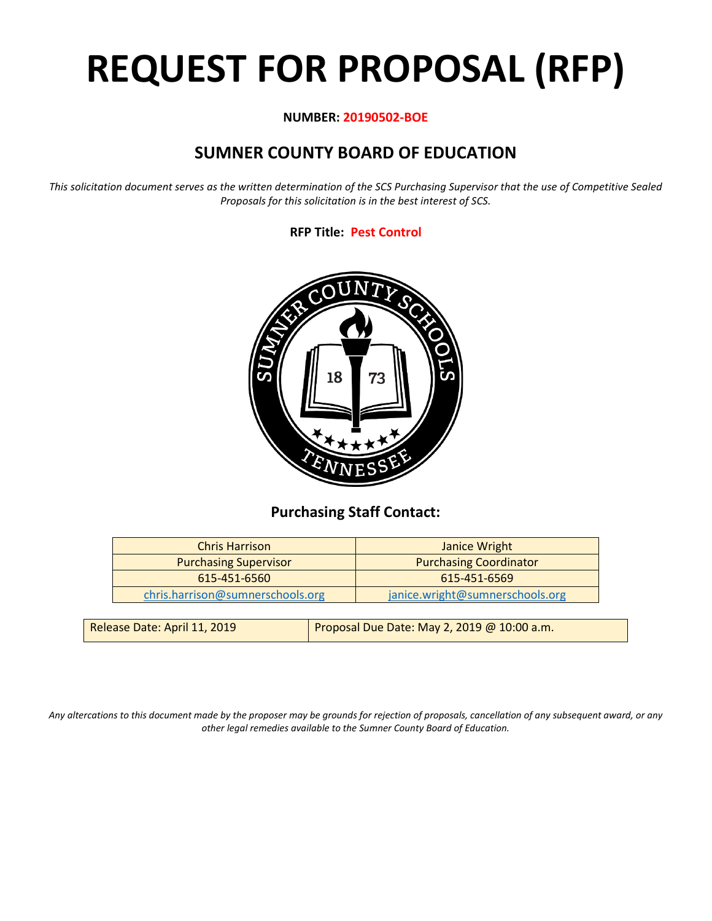# REQUEST FOR PROPOSAL (RFP)

**NUMBER: 20190502-BOE**

## SUMNER COUNTY BOARD OF EDUCATION

*This solicitation document serves as the written determination of the SCS Purchasing Supervisor that the use of Competitive Sealed Proposals for this solicitation is in the best interest of SCS.*

**RFP Title: Pest Control**

### Purchasing Staff Contact:

| Chris Harrison | Janice Wright |
|---|---|
| Purchasing Supervisor | Purchasing Coordinator |
| 615-451-6560 | 615-451-6569 |
| chris.harrison@sumnerschools.org | janice.wright@sumnerschools.org |

| Release Date: April 11, 2019 | Proposal Due Date: May 2, 2019 @ 10:00 a.m. |
|---|---|

*Any altercations to this document made by the proposer may be grounds for rejection of proposals, cancellation of any subsequent award, or any other legal remedies available to the Sumner County Board of Education.*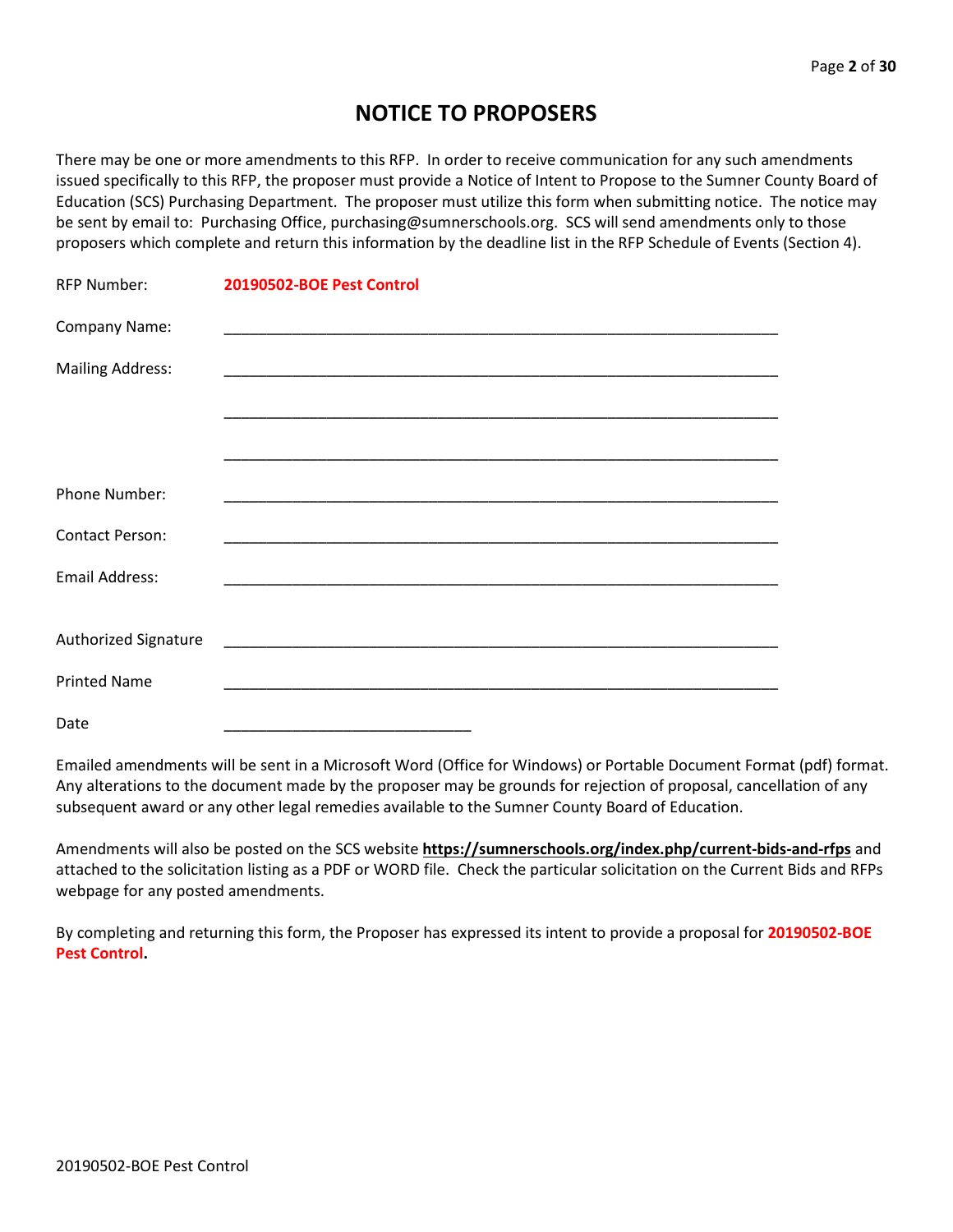# NOTICE TO PROPOSERS

There may be one or more amendments to this RFP. In order to receive communication for any such amendments issued specifically to this RFP, the proposer must provide a Notice of Intent to Propose to the Sumner County Board of Education (SCS) Purchasing Department. The proposer must utilize this form when submitting notice. The notice may be sent by email to: Purchasing Office, purchasing@sumnerschools.org. SCS will send amendments only to those proposers which complete and return this information by the deadline list in the RFP Schedule of Events (Section 4).

RFP Number: **20190502-BOE Pest Control**

Company Name: ____________________________________________________________________

Mailing Address: ____________________________________________________________________

____________________________________________________________________

____________________________________________________________________

Phone Number: ____________________________________________________________________

Contact Person: ____________________________________________________________________

Email Address: ____________________________________________________________________

Authorized Signature ____________________________________________________________________

Printed Name ____________________________________________________________________

Date ______________________________

Emailed amendments will be sent in a Microsoft Word (Office for Windows) or Portable Document Format (pdf) format. Any alterations to the document made by the proposer may be grounds for rejection of proposal, cancellation of any subsequent award or any other legal remedies available to the Sumner County Board of Education.

Amendments will also be posted on the SCS website **https://sumnerschools.org/index.php/current-bids-and-rfps** and attached to the solicitation listing as a PDF or WORD file. Check the particular solicitation on the Current Bids and RFPs webpage for any posted amendments.

By completing and returning this form, the Proposer has expressed its intent to provide a proposal for **20190502-BOE Pest Control.**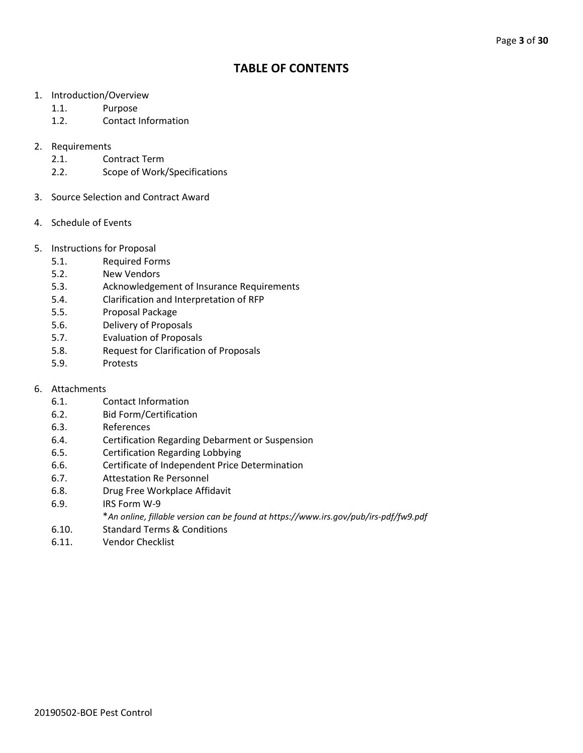# TABLE OF CONTENTS

1. Introduction/Overview
    - 1.1. Purpose
    - 1.2. Contact Information

2. Requirements
    - 2.1. Contract Term
    - 2.2. Scope of Work/Specifications

3. Source Selection and Contract Award

4. Schedule of Events

5. Instructions for Proposal
    - 5.1. Required Forms
    - 5.2. New Vendors
    - 5.3. Acknowledgement of Insurance Requirements
    - 5.4. Clarification and Interpretation of RFP
    - 5.5. Proposal Package
    - 5.6. Delivery of Proposals
    - 5.7. Evaluation of Proposals
    - 5.8. Request for Clarification of Proposals
    - 5.9. Protests

6. Attachments
    - 6.1. Contact Information
    - 6.2. Bid Form/Certification
    - 6.3. References
    - 6.4. Certification Regarding Debarment or Suspension
    - 6.5. Certification Regarding Lobbying
    - 6.6. Certificate of Independent Price Determination
    - 6.7. Attestation Re Personnel
    - 6.8. Drug Free Workplace Affidavit
    - 6.9. IRS Form W-9

      **An online, fillable version can be found at https://www.irs.gov/pub/irs-pdf/fw9.pdf*
    - 6.10. Standard Terms & Conditions
    - 6.11. Vendor Checklist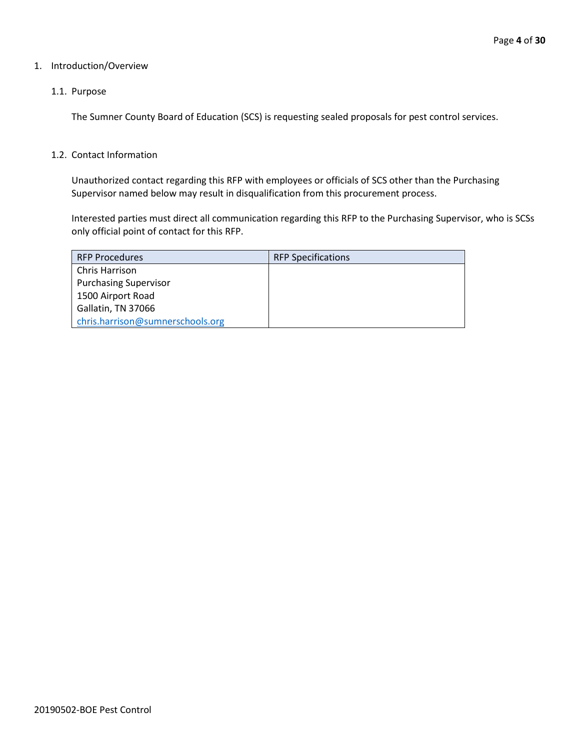## 1. Introduction/Overview

### 1.1. Purpose

The Sumner County Board of Education (SCS) is requesting sealed proposals for pest control services.

### 1.2. Contact Information

Unauthorized contact regarding this RFP with employees or officials of SCS other than the Purchasing Supervisor named below may result in disqualification from this procurement process.

Interested parties must direct all communication regarding this RFP to the Purchasing Supervisor, who is SCSs only official point of contact for this RFP.

| RFP Procedures | RFP Specifications |
|---|---|
| Chris Harrison<br>Purchasing Supervisor<br>1500 Airport Road<br>Gallatin, TN 37066<br>chris.harrison@sumnerschools.org | |

20190502-BOE Pest Control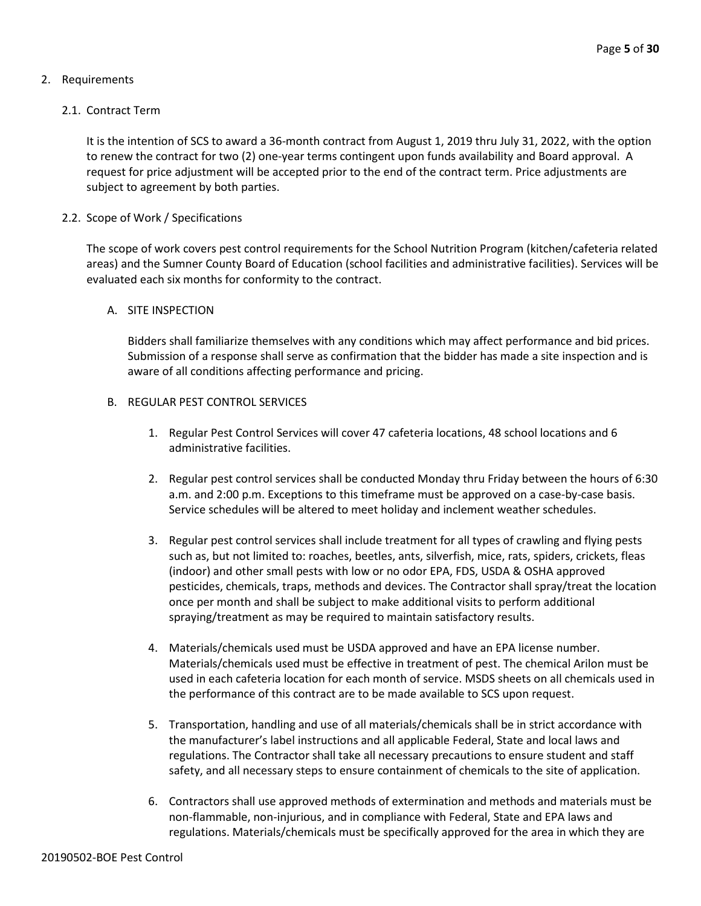## 2. Requirements

### 2.1. Contract Term

It is the intention of SCS to award a 36-month contract from August 1, 2019 thru July 31, 2022, with the option to renew the contract for two (2) one-year terms contingent upon funds availability and Board approval. A request for price adjustment will be accepted prior to the end of the contract term. Price adjustments are subject to agreement by both parties.

### 2.2. Scope of Work / Specifications

The scope of work covers pest control requirements for the School Nutrition Program (kitchen/cafeteria related areas) and the Sumner County Board of Education (school facilities and administrative facilities). Services will be evaluated each six months for conformity to the contract.

A. SITE INSPECTION

Bidders shall familiarize themselves with any conditions which may affect performance and bid prices. Submission of a response shall serve as confirmation that the bidder has made a site inspection and is aware of all conditions affecting performance and pricing.

B. REGULAR PEST CONTROL SERVICES

1. Regular Pest Control Services will cover 47 cafeteria locations, 48 school locations and 6 administrative facilities.

2. Regular pest control services shall be conducted Monday thru Friday between the hours of 6:30 a.m. and 2:00 p.m. Exceptions to this timeframe must be approved on a case-by-case basis. Service schedules will be altered to meet holiday and inclement weather schedules.

3. Regular pest control services shall include treatment for all types of crawling and flying pests such as, but not limited to: roaches, beetles, ants, silverfish, mice, rats, spiders, crickets, fleas (indoor) and other small pests with low or no odor EPA, FDS, USDA & OSHA approved pesticides, chemicals, traps, methods and devices. The Contractor shall spray/treat the location once per month and shall be subject to make additional visits to perform additional spraying/treatment as may be required to maintain satisfactory results.

4. Materials/chemicals used must be USDA approved and have an EPA license number. Materials/chemicals used must be effective in treatment of pest. The chemical Arilon must be used in each cafeteria location for each month of service. MSDS sheets on all chemicals used in the performance of this contract are to be made available to SCS upon request.

5. Transportation, handling and use of all materials/chemicals shall be in strict accordance with the manufacturer's label instructions and all applicable Federal, State and local laws and regulations. The Contractor shall take all necessary precautions to ensure student and staff safety, and all necessary steps to ensure containment of chemicals to the site of application.

6. Contractors shall use approved methods of extermination and methods and materials must be non-flammable, non-injurious, and in compliance with Federal, State and EPA laws and regulations. Materials/chemicals must be specifically approved for the area in which they are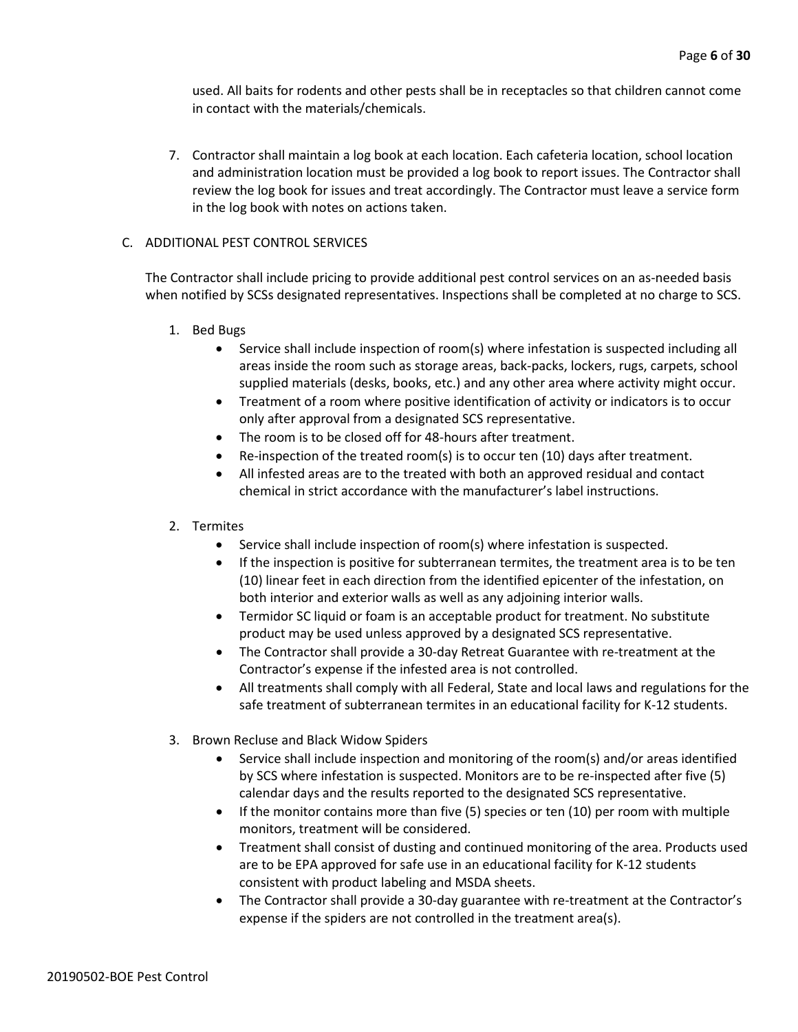used. All baits for rodents and other pests shall be in receptacles so that children cannot come in contact with the materials/chemicals.

7. Contractor shall maintain a log book at each location. Each cafeteria location, school location and administration location must be provided a log book to report issues. The Contractor shall review the log book for issues and treat accordingly. The Contractor must leave a service form in the log book with notes on actions taken.

C. ADDITIONAL PEST CONTROL SERVICES

The Contractor shall include pricing to provide additional pest control services on an as-needed basis when notified by SCSs designated representatives. Inspections shall be completed at no charge to SCS.

1. Bed Bugs
   - Service shall include inspection of room(s) where infestation is suspected including all areas inside the room such as storage areas, back-packs, lockers, rugs, carpets, school supplied materials (desks, books, etc.) and any other area where activity might occur.
   - Treatment of a room where positive identification of activity or indicators is to occur only after approval from a designated SCS representative.
   - The room is to be closed off for 48-hours after treatment.
   - Re-inspection of the treated room(s) is to occur ten (10) days after treatment.
   - All infested areas are to the treated with both an approved residual and contact chemical in strict accordance with the manufacturer's label instructions.

2. Termites
   - Service shall include inspection of room(s) where infestation is suspected.
   - If the inspection is positive for subterranean termites, the treatment area is to be ten (10) linear feet in each direction from the identified epicenter of the infestation, on both interior and exterior walls as well as any adjoining interior walls.
   - Termidor SC liquid or foam is an acceptable product for treatment. No substitute product may be used unless approved by a designated SCS representative.
   - The Contractor shall provide a 30-day Retreat Guarantee with re-treatment at the Contractor's expense if the infested area is not controlled.
   - All treatments shall comply with all Federal, State and local laws and regulations for the safe treatment of subterranean termites in an educational facility for K-12 students.

3. Brown Recluse and Black Widow Spiders
   - Service shall include inspection and monitoring of the room(s) and/or areas identified by SCS where infestation is suspected. Monitors are to be re-inspected after five (5) calendar days and the results reported to the designated SCS representative.
   - If the monitor contains more than five (5) species or ten (10) per room with multiple monitors, treatment will be considered.
   - Treatment shall consist of dusting and continued monitoring of the area. Products used are to be EPA approved for safe use in an educational facility for K-12 students consistent with product labeling and MSDA sheets.
   - The Contractor shall provide a 30-day guarantee with re-treatment at the Contractor's expense if the spiders are not controlled in the treatment area(s).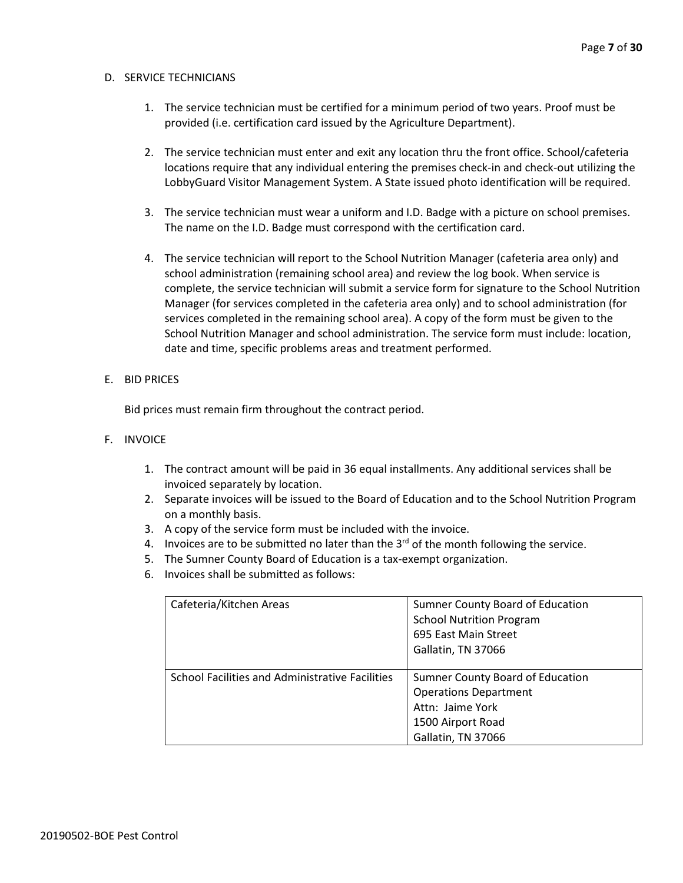D. SERVICE TECHNICIANS

1. The service technician must be certified for a minimum period of two years. Proof must be provided (i.e. certification card issued by the Agriculture Department).

2. The service technician must enter and exit any location thru the front office. School/cafeteria locations require that any individual entering the premises check-in and check-out utilizing the LobbyGuard Visitor Management System. A State issued photo identification will be required.

3. The service technician must wear a uniform and I.D. Badge with a picture on school premises. The name on the I.D. Badge must correspond with the certification card.

4. The service technician will report to the School Nutrition Manager (cafeteria area only) and school administration (remaining school area) and review the log book. When service is complete, the service technician will submit a service form for signature to the School Nutrition Manager (for services completed in the cafeteria area only) and to school administration (for services completed in the remaining school area). A copy of the form must be given to the School Nutrition Manager and school administration. The service form must include: location, date and time, specific problems areas and treatment performed.

E. BID PRICES

Bid prices must remain firm throughout the contract period.

F. INVOICE

1. The contract amount will be paid in 36 equal installments. Any additional services shall be invoiced separately by location.
2. Separate invoices will be issued to the Board of Education and to the School Nutrition Program on a monthly basis.
3. A copy of the service form must be included with the invoice.
4. Invoices are to be submitted no later than the 3rd of the month following the service.
5. The Sumner County Board of Education is a tax-exempt organization.
6. Invoices shall be submitted as follows:

| | |
|---|---|
| Cafeteria/Kitchen Areas | Sumner County Board of Education<br>School Nutrition Program<br>695 East Main Street<br>Gallatin, TN 37066 |
| School Facilities and Administrative Facilities | Sumner County Board of Education<br>Operations Department<br>Attn: Jaime York<br>1500 Airport Road<br>Gallatin, TN 37066 |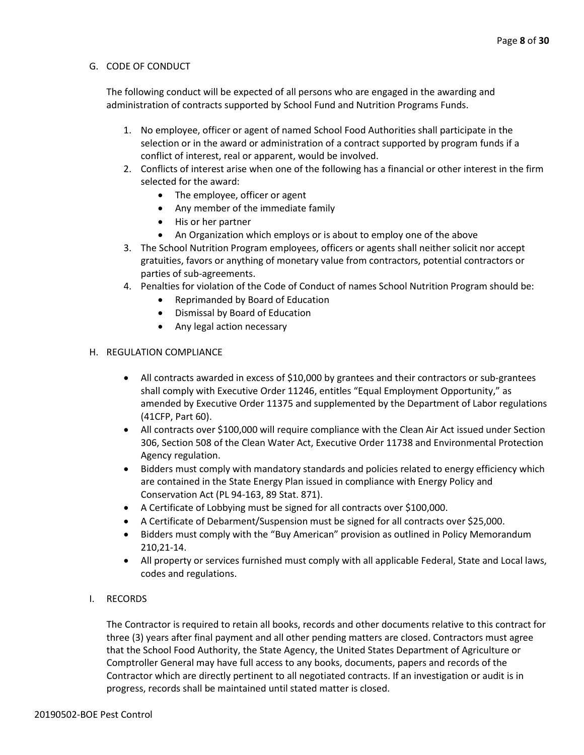## G. CODE OF CONDUCT

The following conduct will be expected of all persons who are engaged in the awarding and administration of contracts supported by School Fund and Nutrition Programs Funds.

1. No employee, officer or agent of named School Food Authorities shall participate in the selection or in the award or administration of a contract supported by program funds if a conflict of interest, real or apparent, would be involved.
2. Conflicts of interest arise when one of the following has a financial or other interest in the firm selected for the award:
    - The employee, officer or agent
    - Any member of the immediate family
    - His or her partner
    - An Organization which employs or is about to employ one of the above
3. The School Nutrition Program employees, officers or agents shall neither solicit nor accept gratuities, favors or anything of monetary value from contractors, potential contractors or parties of sub-agreements.
4. Penalties for violation of the Code of Conduct of names School Nutrition Program should be:
    - Reprimanded by Board of Education
    - Dismissal by Board of Education
    - Any legal action necessary

## H. REGULATION COMPLIANCE

- All contracts awarded in excess of $10,000 by grantees and their contractors or sub-grantees shall comply with Executive Order 11246, entitles "Equal Employment Opportunity," as amended by Executive Order 11375 and supplemented by the Department of Labor regulations (41CFP, Part 60).
- All contracts over $100,000 will require compliance with the Clean Air Act issued under Section 306, Section 508 of the Clean Water Act, Executive Order 11738 and Environmental Protection Agency regulation.
- Bidders must comply with mandatory standards and policies related to energy efficiency which are contained in the State Energy Plan issued in compliance with Energy Policy and Conservation Act (PL 94-163, 89 Stat. 871).
- A Certificate of Lobbying must be signed for all contracts over $100,000.
- A Certificate of Debarment/Suspension must be signed for all contracts over $25,000.
- Bidders must comply with the "Buy American" provision as outlined in Policy Memorandum 210,21-14.
- All property or services furnished must comply with all applicable Federal, State and Local laws, codes and regulations.

## I. RECORDS

The Contractor is required to retain all books, records and other documents relative to this contract for three (3) years after final payment and all other pending matters are closed. Contractors must agree that the School Food Authority, the State Agency, the United States Department of Agriculture or Comptroller General may have full access to any books, documents, papers and records of the Contractor which are directly pertinent to all negotiated contracts. If an investigation or audit is in progress, records shall be maintained until stated matter is closed.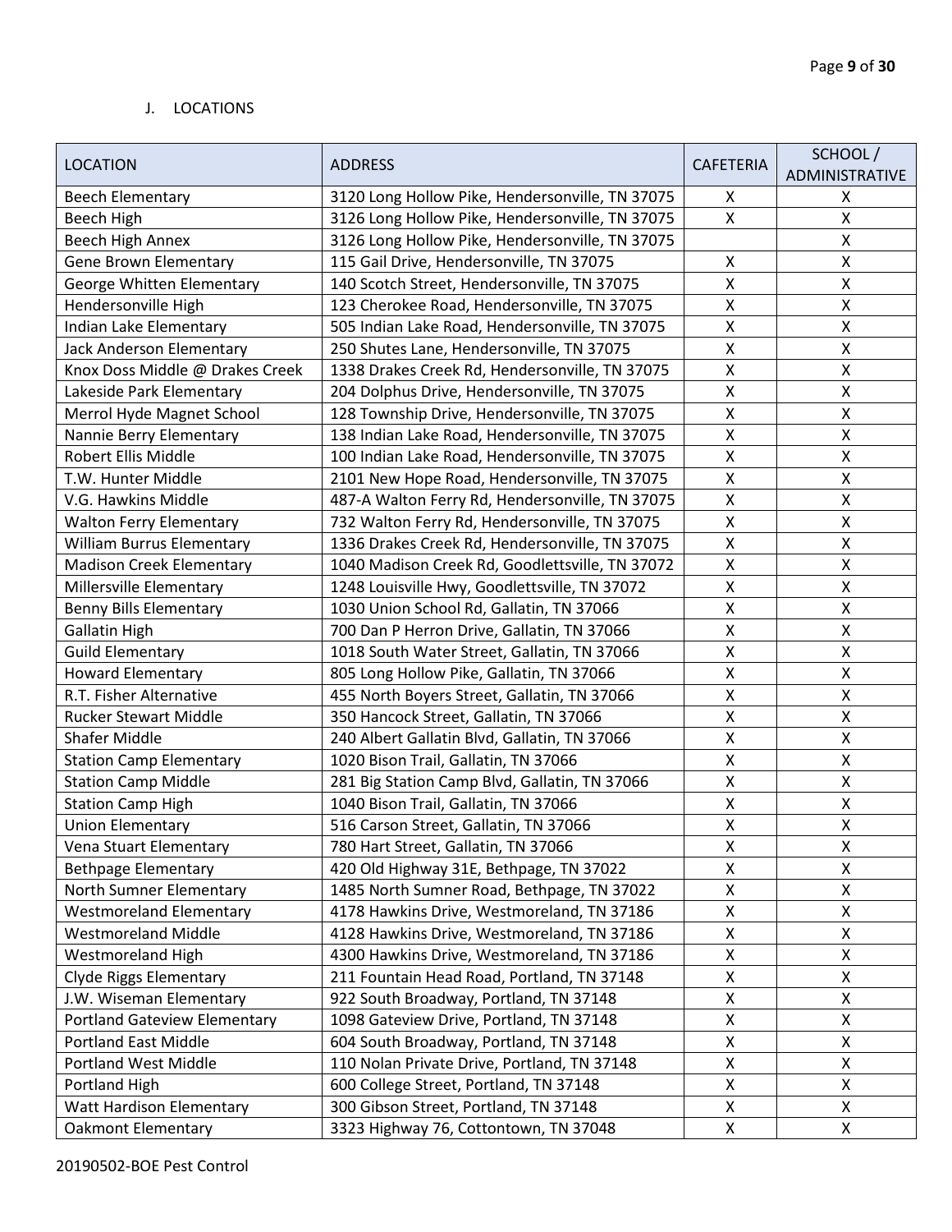J. LOCATIONS

| LOCATION | ADDRESS | CAFETERIA | SCHOOL / ADMINISTRATIVE |
|---|---|---|---|
| Beech Elementary | 3120 Long Hollow Pike, Hendersonville, TN 37075 | X | X |
| Beech High | 3126 Long Hollow Pike, Hendersonville, TN 37075 | X | X |
| Beech High Annex | 3126 Long Hollow Pike, Hendersonville, TN 37075 | | X |
| Gene Brown Elementary | 115 Gail Drive, Hendersonville, TN 37075 | X | X |
| George Whitten Elementary | 140 Scotch Street, Hendersonville, TN 37075 | X | X |
| Hendersonville High | 123 Cherokee Road, Hendersonville, TN 37075 | X | X |
| Indian Lake Elementary | 505 Indian Lake Road, Hendersonville, TN 37075 | X | X |
| Jack Anderson Elementary | 250 Shutes Lane, Hendersonville, TN 37075 | X | X |
| Knox Doss Middle @ Drakes Creek | 1338 Drakes Creek Rd, Hendersonville, TN 37075 | X | X |
| Lakeside Park Elementary | 204 Dolphus Drive, Hendersonville, TN 37075 | X | X |
| Merrol Hyde Magnet School | 128 Township Drive, Hendersonville, TN 37075 | X | X |
| Nannie Berry Elementary | 138 Indian Lake Road, Hendersonville, TN 37075 | X | X |
| Robert Ellis Middle | 100 Indian Lake Road, Hendersonville, TN 37075 | X | X |
| T.W. Hunter Middle | 2101 New Hope Road, Hendersonville, TN 37075 | X | X |
| V.G. Hawkins Middle | 487-A Walton Ferry Rd, Hendersonville, TN 37075 | X | X |
| Walton Ferry Elementary | 732 Walton Ferry Rd, Hendersonville, TN 37075 | X | X |
| William Burrus Elementary | 1336 Drakes Creek Rd, Hendersonville, TN 37075 | X | X |
| Madison Creek Elementary | 1040 Madison Creek Rd, Goodlettsville, TN 37072 | X | X |
| Millersville Elementary | 1248 Louisville Hwy, Goodlettsville, TN 37072 | X | X |
| Benny Bills Elementary | 1030 Union School Rd, Gallatin, TN 37066 | X | X |
| Gallatin High | 700 Dan P Herron Drive, Gallatin, TN 37066 | X | X |
| Guild Elementary | 1018 South Water Street, Gallatin, TN 37066 | X | X |
| Howard Elementary | 805 Long Hollow Pike, Gallatin, TN 37066 | X | X |
| R.T. Fisher Alternative | 455 North Boyers Street, Gallatin, TN 37066 | X | X |
| Rucker Stewart Middle | 350 Hancock Street, Gallatin, TN 37066 | X | X |
| Shafer Middle | 240 Albert Gallatin Blvd, Gallatin, TN 37066 | X | X |
| Station Camp Elementary | 1020 Bison Trail, Gallatin, TN 37066 | X | X |
| Station Camp Middle | 281 Big Station Camp Blvd, Gallatin, TN 37066 | X | X |
| Station Camp High | 1040 Bison Trail, Gallatin, TN 37066 | X | X |
| Union Elementary | 516 Carson Street, Gallatin, TN 37066 | X | X |
| Vena Stuart Elementary | 780 Hart Street, Gallatin, TN 37066 | X | X |
| Bethpage Elementary | 420 Old Highway 31E, Bethpage, TN 37022 | X | X |
| North Sumner Elementary | 1485 North Sumner Road, Bethpage, TN 37022 | X | X |
| Westmoreland Elementary | 4178 Hawkins Drive, Westmoreland, TN 37186 | X | X |
| Westmoreland Middle | 4128 Hawkins Drive, Westmoreland, TN 37186 | X | X |
| Westmoreland High | 4300 Hawkins Drive, Westmoreland, TN 37186 | X | X |
| Clyde Riggs Elementary | 211 Fountain Head Road, Portland, TN 37148 | X | X |
| J.W. Wiseman Elementary | 922 South Broadway, Portland, TN 37148 | X | X |
| Portland Gateview Elementary | 1098 Gateview Drive, Portland, TN 37148 | X | X |
| Portland East Middle | 604 South Broadway, Portland, TN 37148 | X | X |
| Portland West Middle | 110 Nolan Private Drive, Portland, TN 37148 | X | X |
| Portland High | 600 College Street, Portland, TN 37148 | X | X |
| Watt Hardison Elementary | 300 Gibson Street, Portland, TN 37148 | X | X |
| Oakmont Elementary | 3323 Highway 76, Cottontown, TN 37048 | X | X |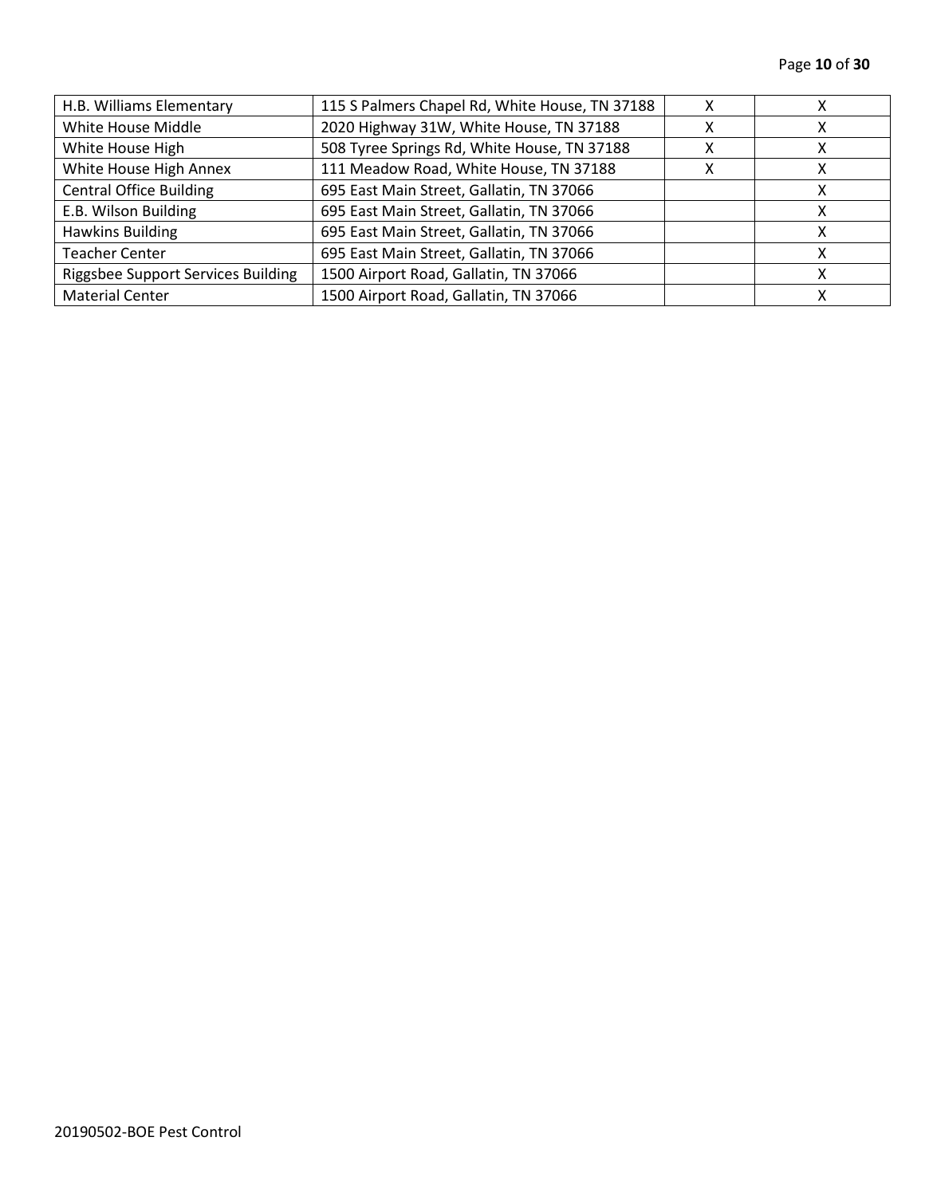| | | | |
|---|---|---|---|
| H.B. Williams Elementary | 115 S Palmers Chapel Rd, White House, TN 37188 | X | X |
| White House Middle | 2020 Highway 31W, White House, TN 37188 | X | X |
| White House High | 508 Tyree Springs Rd, White House, TN 37188 | X | X |
| White House High Annex | 111 Meadow Road, White House, TN 37188 | X | X |
| Central Office Building | 695 East Main Street, Gallatin, TN 37066 | | X |
| E.B. Wilson Building | 695 East Main Street, Gallatin, TN 37066 | | X |
| Hawkins Building | 695 East Main Street, Gallatin, TN 37066 | | X |
| Teacher Center | 695 East Main Street, Gallatin, TN 37066 | | X |
| Riggsbee Support Services Building | 1500 Airport Road, Gallatin, TN 37066 | | X |
| Material Center | 1500 Airport Road, Gallatin, TN 37066 | | X |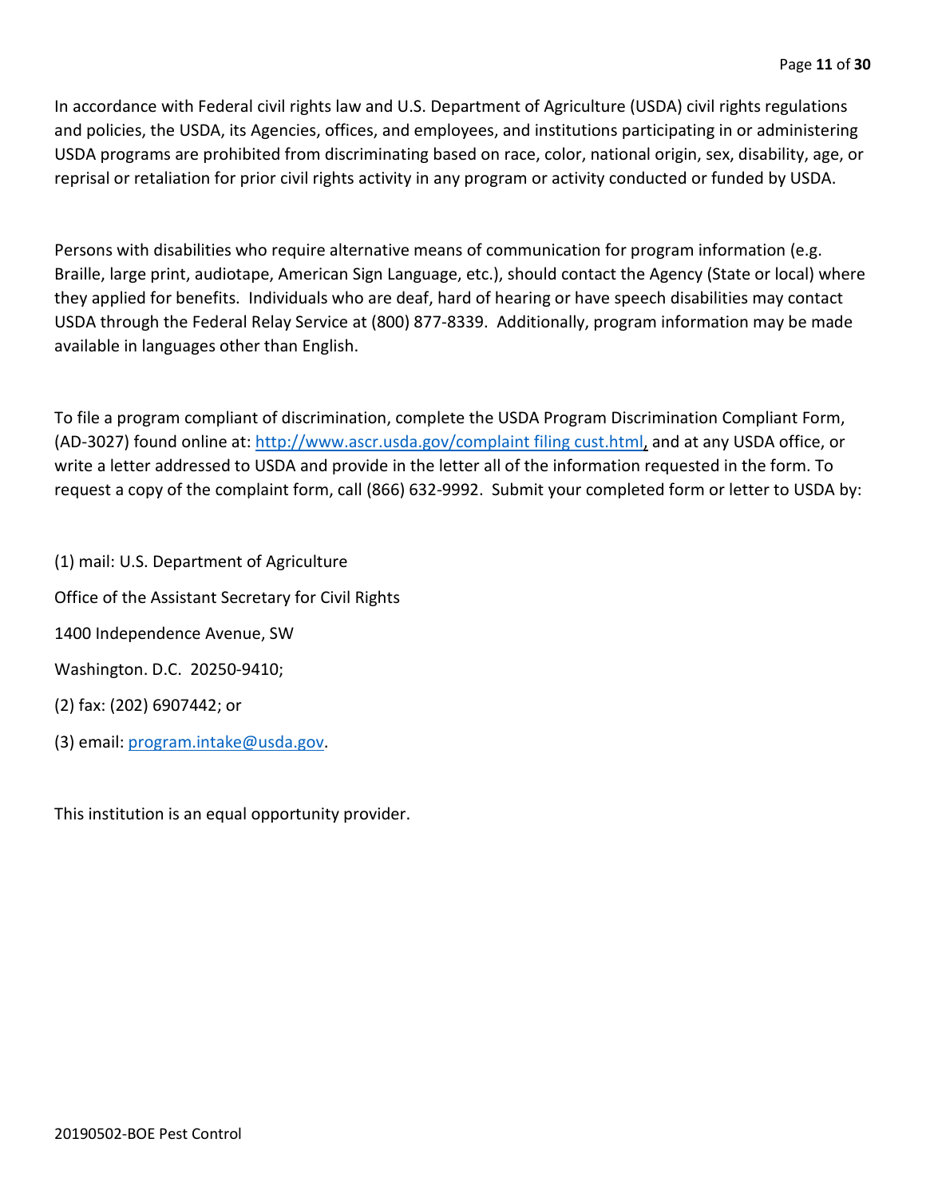In accordance with Federal civil rights law and U.S. Department of Agriculture (USDA) civil rights regulations and policies, the USDA, its Agencies, offices, and employees, and institutions participating in or administering USDA programs are prohibited from discriminating based on race, color, national origin, sex, disability, age, or reprisal or retaliation for prior civil rights activity in any program or activity conducted or funded by USDA.

Persons with disabilities who require alternative means of communication for program information (e.g. Braille, large print, audiotape, American Sign Language, etc.), should contact the Agency (State or local) where they applied for benefits. Individuals who are deaf, hard of hearing or have speech disabilities may contact USDA through the Federal Relay Service at (800) 877-8339. Additionally, program information may be made available in languages other than English.

To file a program compliant of discrimination, complete the USDA Program Discrimination Compliant Form, (AD-3027) found online at: http://www.ascr.usda.gov/complaint filing cust.html, and at any USDA office, or write a letter addressed to USDA and provide in the letter all of the information requested in the form. To request a copy of the complaint form, call (866) 632-9992. Submit your completed form or letter to USDA by:

(1) mail: U.S. Department of Agriculture

Office of the Assistant Secretary for Civil Rights

1400 Independence Avenue, SW

Washington. D.C. 20250-9410;

(2) fax: (202) 6907442; or

(3) email: program.intake@usda.gov.

This institution is an equal opportunity provider.

20190502-BOE Pest Control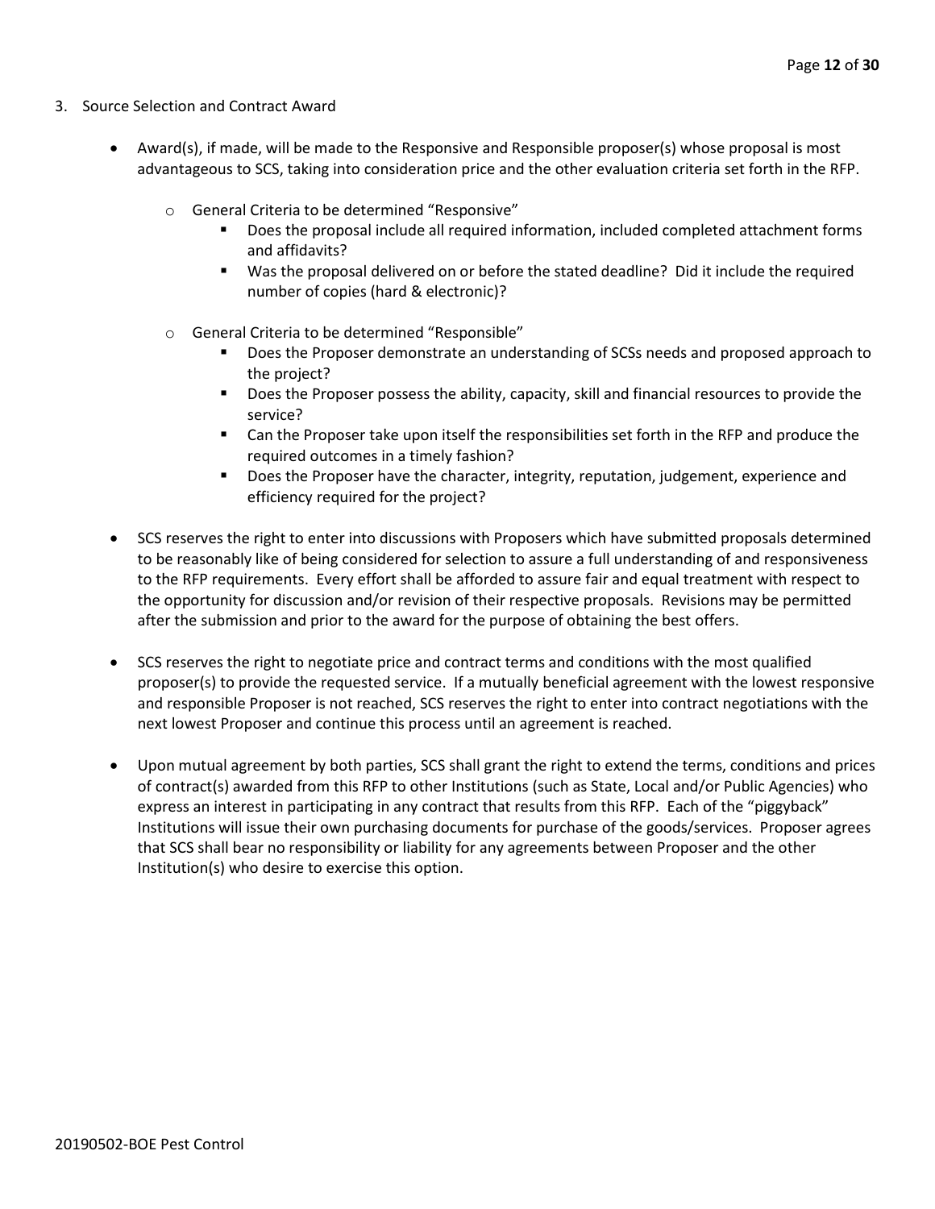3. Source Selection and Contract Award

- Award(s), if made, will be made to the Responsive and Responsible proposer(s) whose proposal is most advantageous to SCS, taking into consideration price and the other evaluation criteria set forth in the RFP.
  - General Criteria to be determined "Responsive"
    - Does the proposal include all required information, included completed attachment forms and affidavits?
    - Was the proposal delivered on or before the stated deadline? Did it include the required number of copies (hard & electronic)?
  - General Criteria to be determined "Responsible"
    - Does the Proposer demonstrate an understanding of SCSs needs and proposed approach to the project?
    - Does the Proposer possess the ability, capacity, skill and financial resources to provide the service?
    - Can the Proposer take upon itself the responsibilities set forth in the RFP and produce the required outcomes in a timely fashion?
    - Does the Proposer have the character, integrity, reputation, judgement, experience and efficiency required for the project?

- SCS reserves the right to enter into discussions with Proposers which have submitted proposals determined to be reasonably like of being considered for selection to assure a full understanding of and responsiveness to the RFP requirements. Every effort shall be afforded to assure fair and equal treatment with respect to the opportunity for discussion and/or revision of their respective proposals. Revisions may be permitted after the submission and prior to the award for the purpose of obtaining the best offers.

- SCS reserves the right to negotiate price and contract terms and conditions with the most qualified proposer(s) to provide the requested service. If a mutually beneficial agreement with the lowest responsive and responsible Proposer is not reached, SCS reserves the right to enter into contract negotiations with the next lowest Proposer and continue this process until an agreement is reached.

- Upon mutual agreement by both parties, SCS shall grant the right to extend the terms, conditions and prices of contract(s) awarded from this RFP to other Institutions (such as State, Local and/or Public Agencies) who express an interest in participating in any contract that results from this RFP. Each of the "piggyback" Institutions will issue their own purchasing documents for purchase of the goods/services. Proposer agrees that SCS shall bear no responsibility or liability for any agreements between Proposer and the other Institution(s) who desire to exercise this option.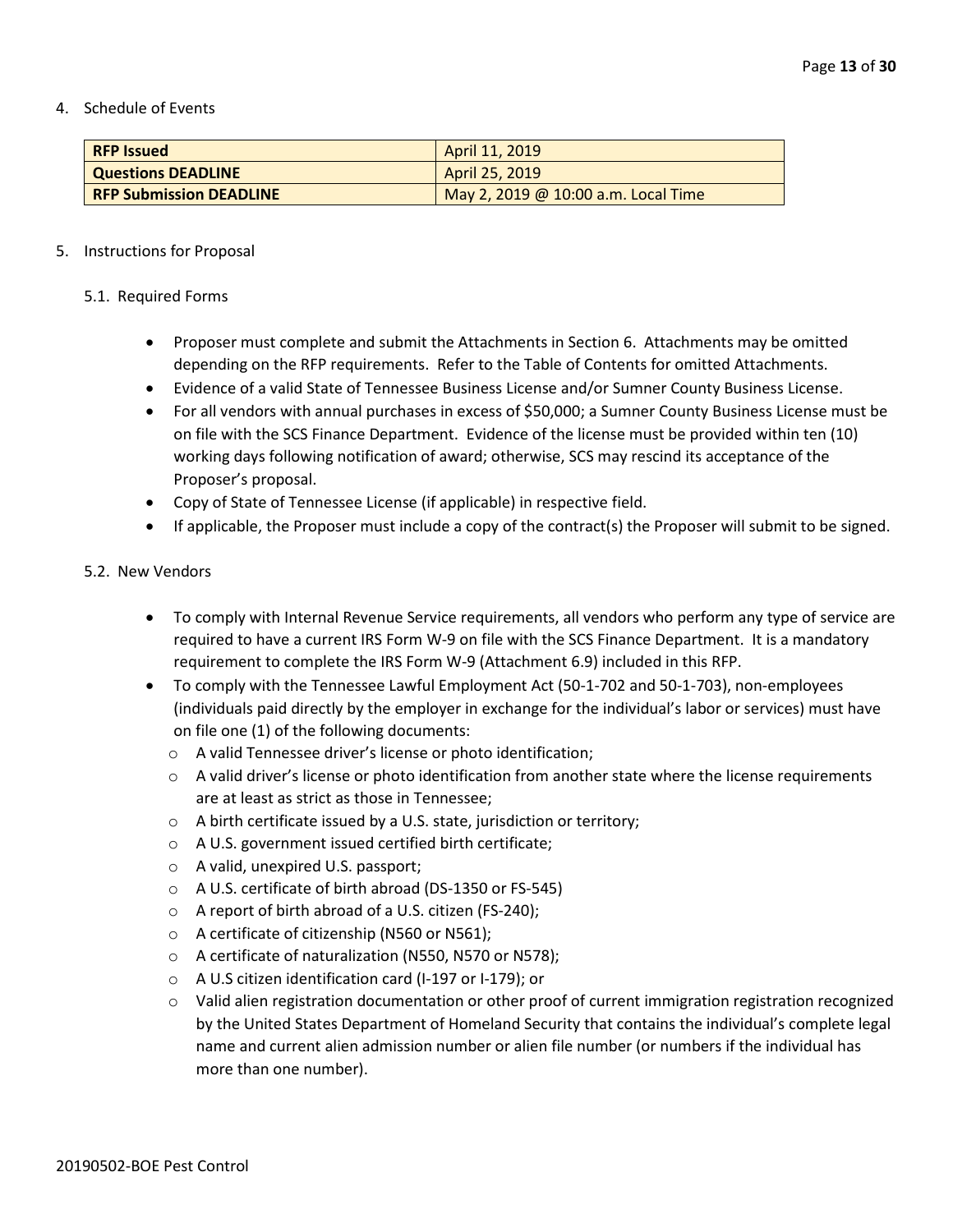4. Schedule of Events

| **RFP Issued** | April 11, 2019 |
|---|---|
| **Questions DEADLINE** | April 25, 2019 |
| **RFP Submission DEADLINE** | May 2, 2019 @ 10:00 a.m. Local Time |

5. Instructions for Proposal

5.1. Required Forms

- Proposer must complete and submit the Attachments in Section 6. Attachments may be omitted depending on the RFP requirements. Refer to the Table of Contents for omitted Attachments.
- Evidence of a valid State of Tennessee Business License and/or Sumner County Business License.
- For all vendors with annual purchases in excess of $50,000; a Sumner County Business License must be on file with the SCS Finance Department. Evidence of the license must be provided within ten (10) working days following notification of award; otherwise, SCS may rescind its acceptance of the Proposer's proposal.
- Copy of State of Tennessee License (if applicable) in respective field.
- If applicable, the Proposer must include a copy of the contract(s) the Proposer will submit to be signed.

5.2. New Vendors

- To comply with Internal Revenue Service requirements, all vendors who perform any type of service are required to have a current IRS Form W-9 on file with the SCS Finance Department. It is a mandatory requirement to complete the IRS Form W-9 (Attachment 6.9) included in this RFP.
- To comply with the Tennessee Lawful Employment Act (50-1-702 and 50-1-703), non-employees (individuals paid directly by the employer in exchange for the individual's labor or services) must have on file one (1) of the following documents:
  - A valid Tennessee driver's license or photo identification;
  - A valid driver's license or photo identification from another state where the license requirements are at least as strict as those in Tennessee;
  - A birth certificate issued by a U.S. state, jurisdiction or territory;
  - A U.S. government issued certified birth certificate;
  - A valid, unexpired U.S. passport;
  - A U.S. certificate of birth abroad (DS-1350 or FS-545)
  - A report of birth abroad of a U.S. citizen (FS-240);
  - A certificate of citizenship (N560 or N561);
  - A certificate of naturalization (N550, N570 or N578);
  - A U.S citizen identification card (I-197 or I-179); or
  - Valid alien registration documentation or other proof of current immigration registration recognized by the United States Department of Homeland Security that contains the individual's complete legal name and current alien admission number or alien file number (or numbers if the individual has more than one number).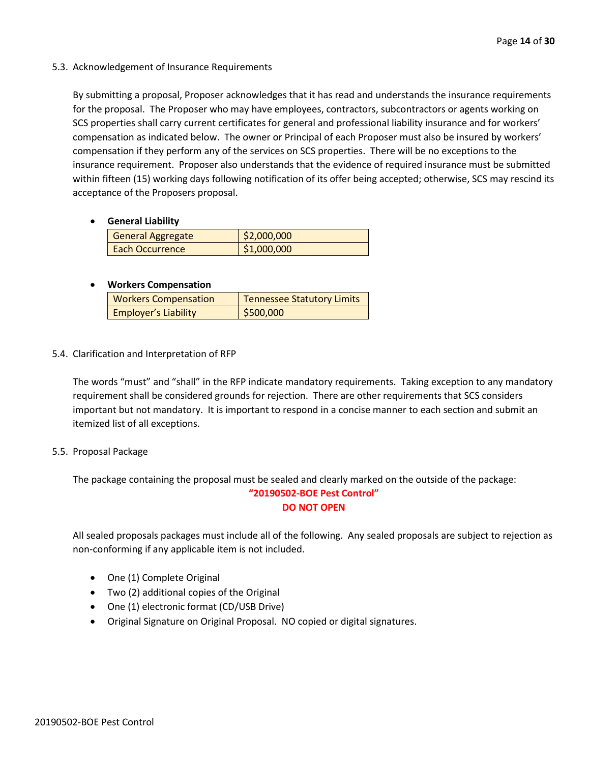5.3. Acknowledgement of Insurance Requirements

By submitting a proposal, Proposer acknowledges that it has read and understands the insurance requirements for the proposal. The Proposer who may have employees, contractors, subcontractors or agents working on SCS properties shall carry current certificates for general and professional liability insurance and for workers' compensation as indicated below. The owner or Principal of each Proposer must also be insured by workers' compensation if they perform any of the services on SCS properties. There will be no exceptions to the insurance requirement. Proposer also understands that the evidence of required insurance must be submitted within fifteen (15) working days following notification of its offer being accepted; otherwise, SCS may rescind its acceptance of the Proposers proposal.

- **General Liability**

| General Aggregate | $2,000,000 |
|---|---|
| Each Occurrence | $1,000,000 |

- **Workers Compensation**

| Workers Compensation | Tennessee Statutory Limits |
|---|---|
| Employer's Liability | $500,000 |

5.4. Clarification and Interpretation of RFP

The words "must" and "shall" in the RFP indicate mandatory requirements. Taking exception to any mandatory requirement shall be considered grounds for rejection. There are other requirements that SCS considers important but not mandatory. It is important to respond in a concise manner to each section and submit an itemized list of all exceptions.

5.5. Proposal Package

The package containing the proposal must be sealed and clearly marked on the outside of the package:

**"20190502-BOE Pest Control"**
**DO NOT OPEN**

All sealed proposals packages must include all of the following. Any sealed proposals are subject to rejection as non-conforming if any applicable item is not included.

- One (1) Complete Original
- Two (2) additional copies of the Original
- One (1) electronic format (CD/USB Drive)
- Original Signature on Original Proposal. NO copied or digital signatures.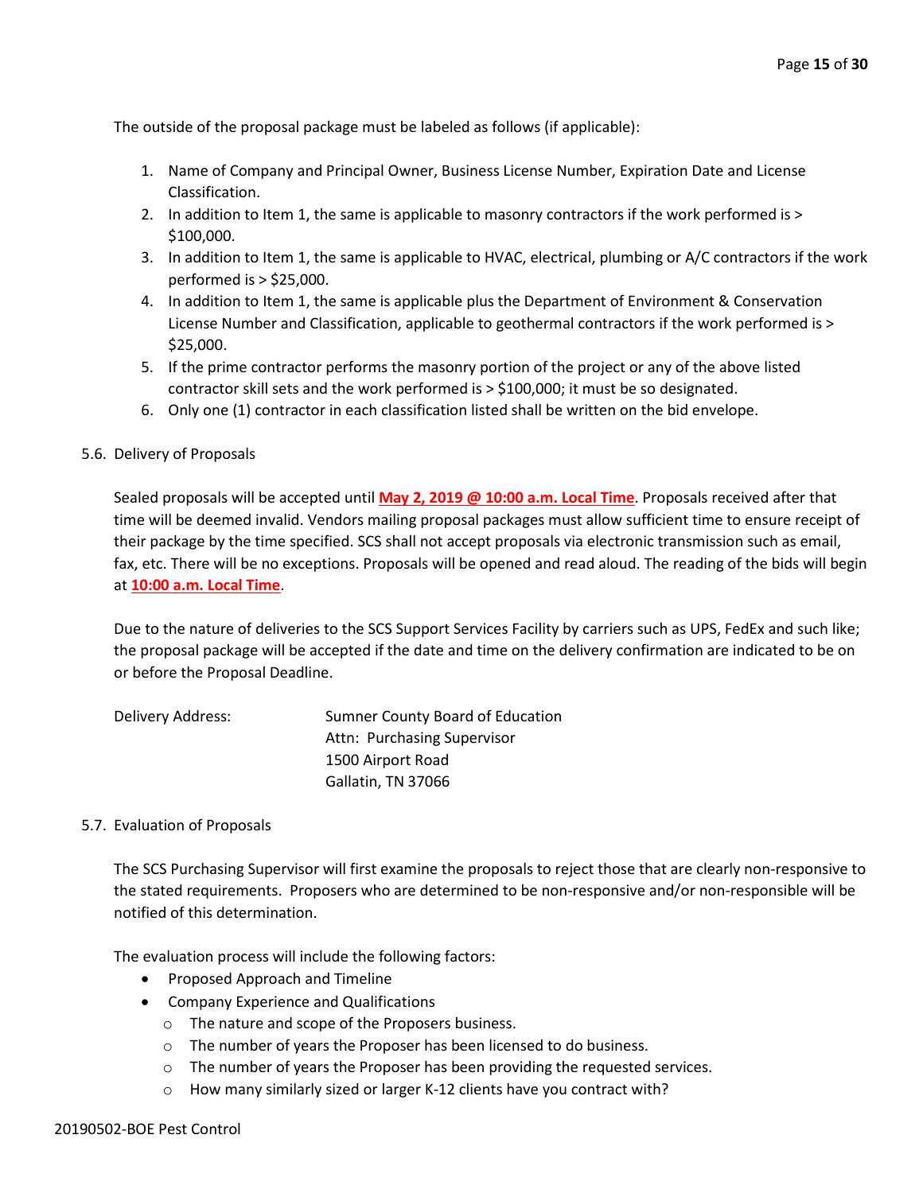The outside of the proposal package must be labeled as follows (if applicable):

1. Name of Company and Principal Owner, Business License Number, Expiration Date and License Classification.
2. In addition to Item 1, the same is applicable to masonry contractors if the work performed is > $100,000.
3. In addition to Item 1, the same is applicable to HVAC, electrical, plumbing or A/C contractors if the work performed is > $25,000.
4. In addition to Item 1, the same is applicable plus the Department of Environment & Conservation License Number and Classification, applicable to geothermal contractors if the work performed is > $25,000.
5. If the prime contractor performs the masonry portion of the project or any of the above listed contractor skill sets and the work performed is > $100,000; it must be so designated.
6. Only one (1) contractor in each classification listed shall be written on the bid envelope.

5.6. Delivery of Proposals

Sealed proposals will be accepted until **May 2, 2019 @ 10:00 a.m. Local Time**. Proposals received after that time will be deemed invalid. Vendors mailing proposal packages must allow sufficient time to ensure receipt of their package by the time specified. SCS shall not accept proposals via electronic transmission such as email, fax, etc. There will be no exceptions. Proposals will be opened and read aloud. The reading of the bids will begin at **10:00 a.m. Local Time**.

Due to the nature of deliveries to the SCS Support Services Facility by carriers such as UPS, FedEx and such like; the proposal package will be accepted if the date and time on the delivery confirmation are indicated to be on or before the Proposal Deadline.

Delivery Address: Sumner County Board of Education
Attn: Purchasing Supervisor
1500 Airport Road
Gallatin, TN 37066

5.7. Evaluation of Proposals

The SCS Purchasing Supervisor will first examine the proposals to reject those that are clearly non-responsive to the stated requirements. Proposers who are determined to be non-responsive and/or non-responsible will be notified of this determination.

The evaluation process will include the following factors:

- Proposed Approach and Timeline
- Company Experience and Qualifications
  - The nature and scope of the Proposers business.
  - The number of years the Proposer has been licensed to do business.
  - The number of years the Proposer has been providing the requested services.
  - How many similarly sized or larger K-12 clients have you contract with?

20190502-BOE Pest Control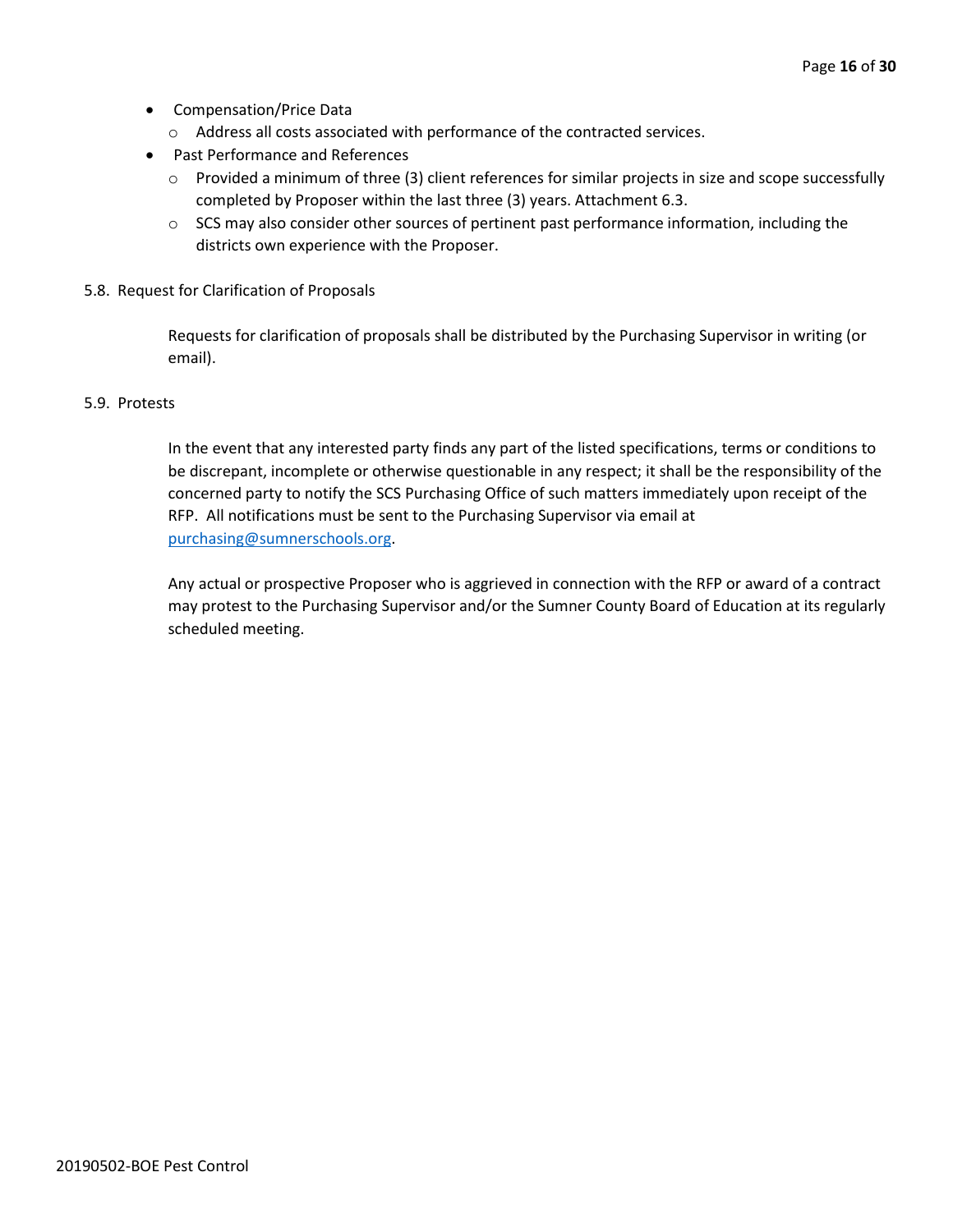- Compensation/Price Data
  - Address all costs associated with performance of the contracted services.
- Past Performance and References
  - Provided a minimum of three (3) client references for similar projects in size and scope successfully completed by Proposer within the last three (3) years. Attachment 6.3.
  - SCS may also consider other sources of pertinent past performance information, including the districts own experience with the Proposer.

5.8. Request for Clarification of Proposals

Requests for clarification of proposals shall be distributed by the Purchasing Supervisor in writing (or email).

5.9. Protests

In the event that any interested party finds any part of the listed specifications, terms or conditions to be discrepant, incomplete or otherwise questionable in any respect; it shall be the responsibility of the concerned party to notify the SCS Purchasing Office of such matters immediately upon receipt of the RFP. All notifications must be sent to the Purchasing Supervisor via email at purchasing@sumnerschools.org.

Any actual or prospective Proposer who is aggrieved in connection with the RFP or award of a contract may protest to the Purchasing Supervisor and/or the Sumner County Board of Education at its regularly scheduled meeting.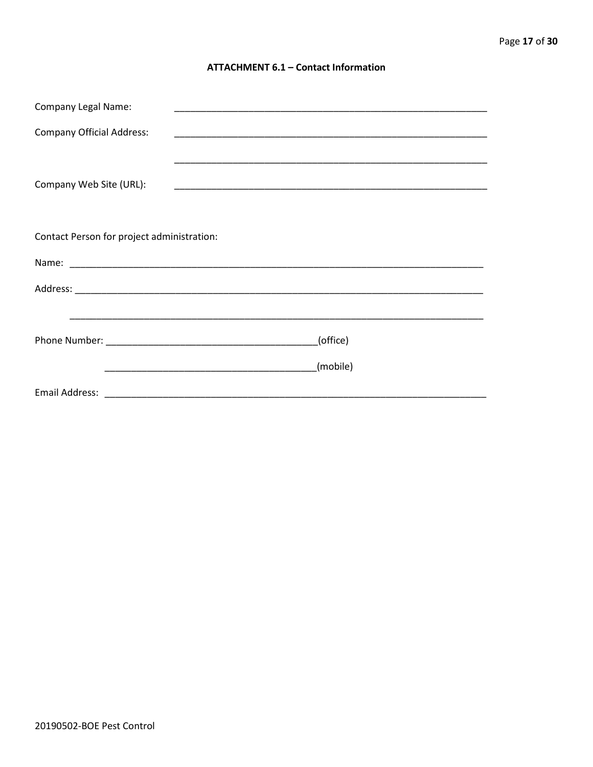**ATTACHMENT 6.1 – Contact Information**

Company Legal Name: ____________________________________________________________

Company Official Address: ____________________________________________________________

____________________________________________________________

Company Web Site (URL): ____________________________________________________________

Contact Person for project administration:

Name: ________________________________________________________________________________

Address: ______________________________________________________________________________

________________________________________________________________________________

Phone Number: ________________________________________(office)

________________________________________(mobile)

Email Address: ___________________________________________________________________________

20190502-BOE Pest Control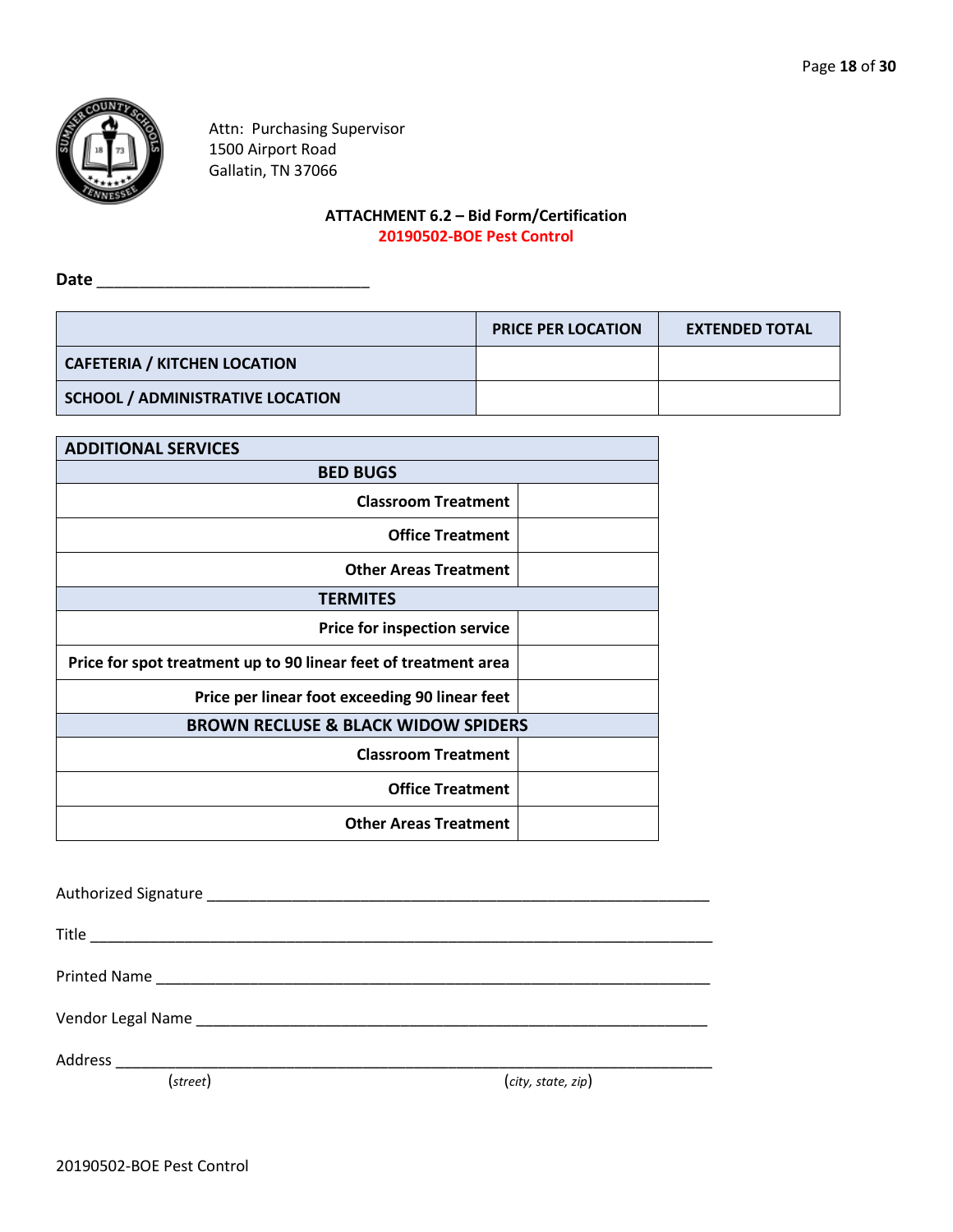Attn: Purchasing Supervisor
1500 Airport Road
Gallatin, TN 37066

**ATTACHMENT 6.2 – Bid Form/Certification**
**20190502-BOE Pest Control**

**Date** ______________________________

| | PRICE PER LOCATION | EXTENDED TOTAL |
|---|---|---|
| **CAFETERIA / KITCHEN LOCATION** | | |
| **SCHOOL / ADMINISTRATIVE LOCATION** | | |

| ADDITIONAL SERVICES | |
|---|---|
| **BED BUGS** | |
| **Classroom Treatment** | |
| **Office Treatment** | |
| **Other Areas Treatment** | |
| **TERMITES** | |
| **Price for inspection service** | |
| **Price for spot treatment up to 90 linear feet of treatment area** | |
| **Price per linear foot exceeding 90 linear feet** | |
| **BROWN RECLUSE & BLACK WIDOW SPIDERS** | |
| **Classroom Treatment** | |
| **Office Treatment** | |
| **Other Areas Treatment** | |

Authorized Signature ____________________________________________________________

Title ____________________________________________________________

Printed Name ____________________________________________________________

Vendor Legal Name ____________________________________________________________

Address ____________________________________________________________
(*street*) (*city, state, zip*)

20190502-BOE Pest Control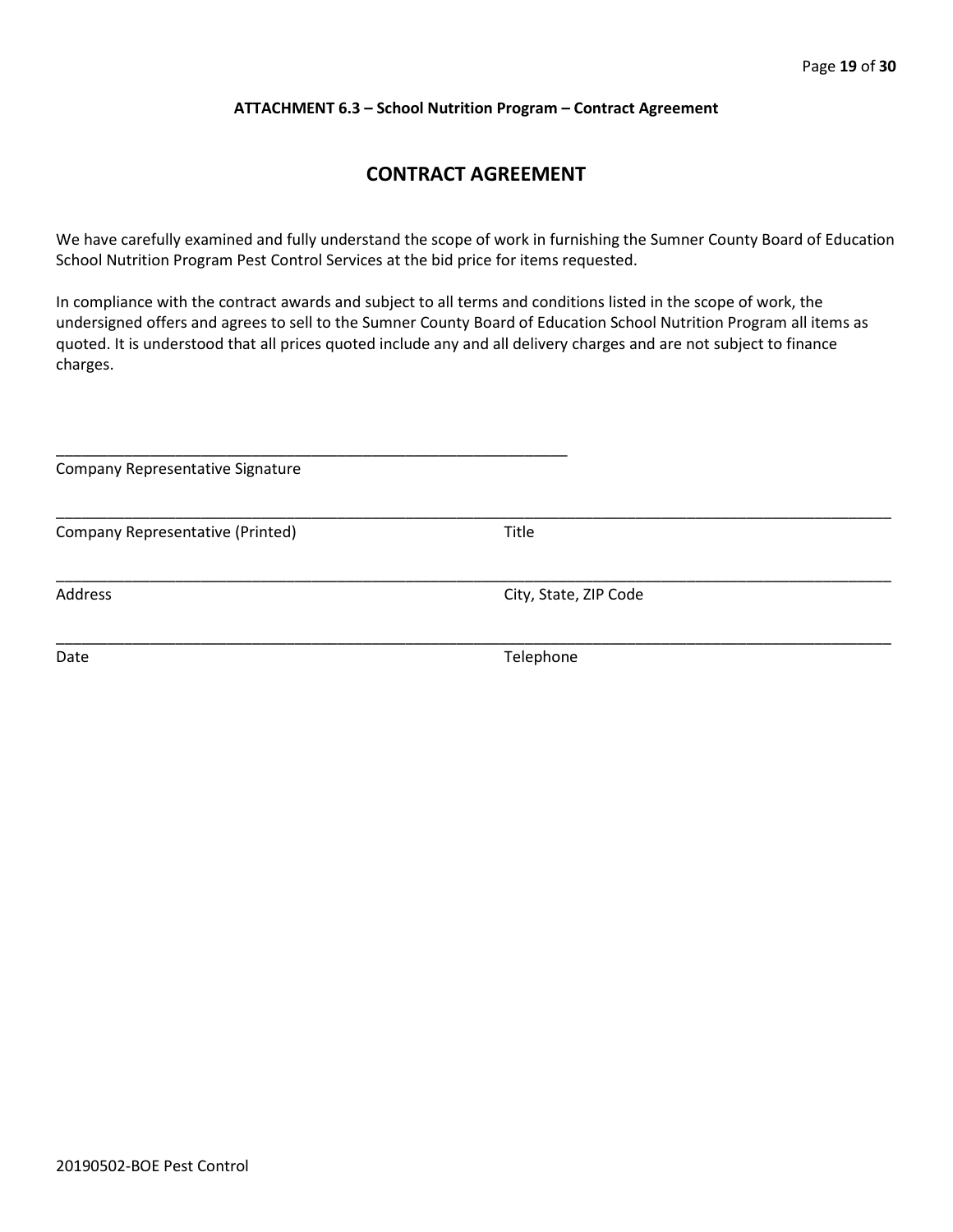**ATTACHMENT 6.3 – School Nutrition Program – Contract Agreement**

## CONTRACT AGREEMENT

We have carefully examined and fully understand the scope of work in furnishing the Sumner County Board of Education School Nutrition Program Pest Control Services at the bid price for items requested.

In compliance with the contract awards and subject to all terms and conditions listed in the scope of work, the undersigned offers and agrees to sell to the Sumner County Board of Education School Nutrition Program all items as quoted. It is understood that all prices quoted include any and all delivery charges and are not subject to finance charges.

______________________________________________________________
Company Representative Signature

______________________________________________________________________________________________________
Company Representative (Printed) Title

______________________________________________________________________________________________________
Address City, State, ZIP Code

______________________________________________________________________________________________________
Date Telephone

20190502-BOE Pest Control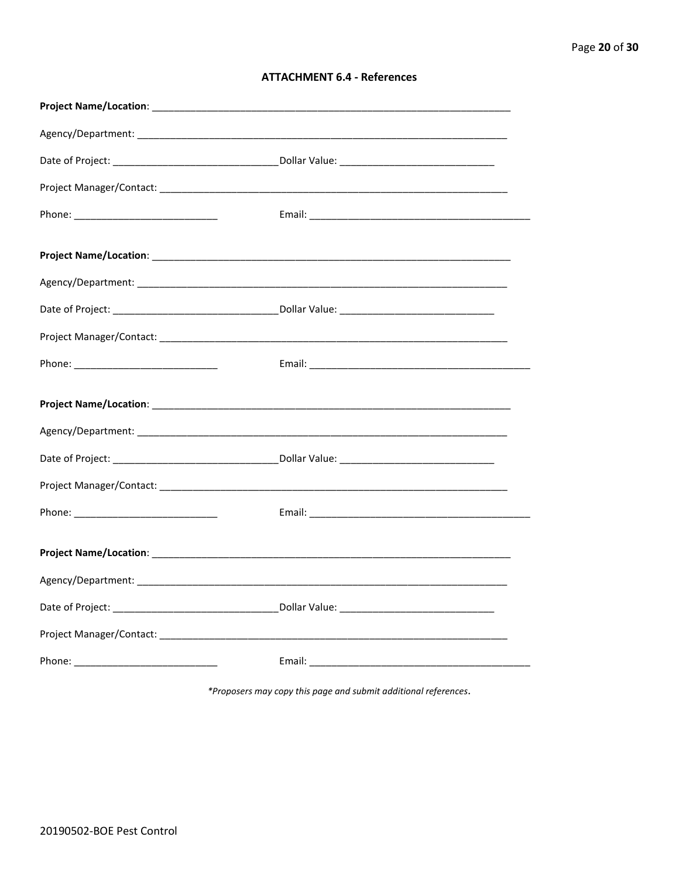## ATTACHMENT 6.4 - References

**Project Name/Location**: ____________________________________________________________________

Agency/Department: ____________________________________________________________________

Date of Project: ______________________________Dollar Value: ____________________________

Project Manager/Contact: ________________________________________________________________

Phone: __________________________ Email: _________________________________________

**Project Name/Location**: ____________________________________________________________________

Agency/Department: ____________________________________________________________________

Date of Project: ______________________________Dollar Value: ____________________________

Project Manager/Contact: ________________________________________________________________

Phone: __________________________ Email: _________________________________________

**Project Name/Location**: ____________________________________________________________________

Agency/Department: ____________________________________________________________________

Date of Project: ______________________________Dollar Value: ____________________________

Project Manager/Contact: ________________________________________________________________

Phone: __________________________ Email: _________________________________________

**Project Name/Location**: ____________________________________________________________________

Agency/Department: ____________________________________________________________________

Date of Project: ______________________________Dollar Value: ____________________________

Project Manager/Contact: ________________________________________________________________

Phone: __________________________ Email: _________________________________________

*\*Proposers may copy this page and submit additional references*.

20190502-BOE Pest Control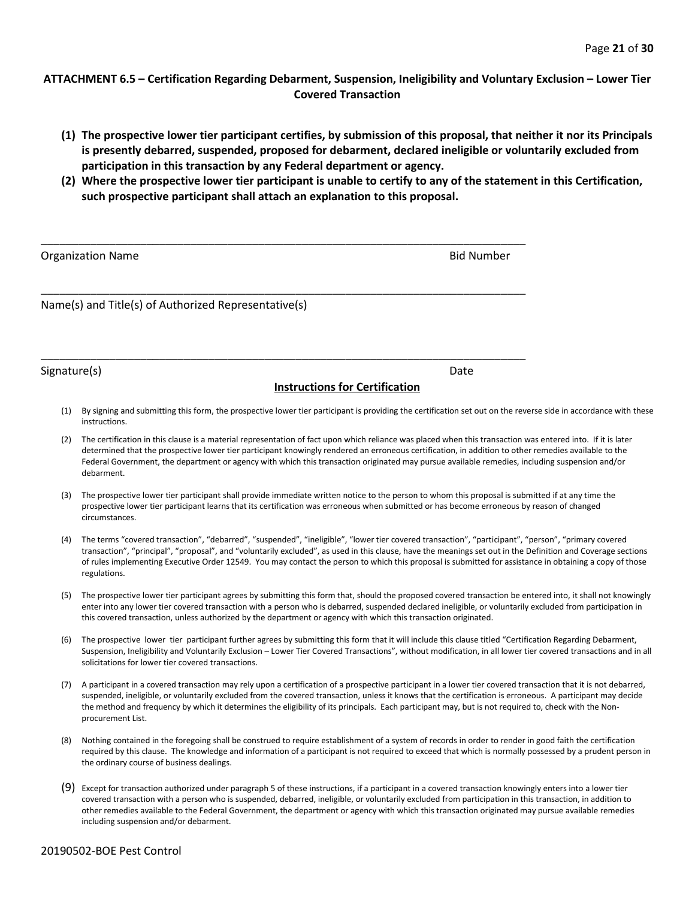## ATTACHMENT 6.5 – Certification Regarding Debarment, Suspension, Ineligibility and Voluntary Exclusion – Lower Tier Covered Transaction

**(1) The prospective lower tier participant certifies, by submission of this proposal, that neither it nor its Principals is presently debarred, suspended, proposed for debarment, declared ineligible or voluntarily excluded from participation in this transaction by any Federal department or agency.**

**(2) Where the prospective lower tier participant is unable to certify to any of the statement in this Certification, such prospective participant shall attach an explanation to this proposal.**

\_\_\_\_\_\_\_\_\_\_\_\_\_\_\_\_\_\_\_\_\_\_\_\_\_\_\_\_\_\_\_\_\_\_\_\_\_\_\_\_\_\_\_\_\_\_\_\_\_\_\_\_\_\_\_\_\_\_\_\_\_\_\_\_\_\_\_\_\_\_\_\_\_\_

Organization Name                                                                                    Bid Number

\_\_\_\_\_\_\_\_\_\_\_\_\_\_\_\_\_\_\_\_\_\_\_\_\_\_\_\_\_\_\_\_\_\_\_\_\_\_\_\_\_\_\_\_\_\_\_\_\_\_\_\_\_\_\_\_\_\_\_\_\_\_\_\_\_\_\_\_\_\_\_\_\_\_

Name(s) and Title(s) of Authorized Representative(s)

\_\_\_\_\_\_\_\_\_\_\_\_\_\_\_\_\_\_\_\_\_\_\_\_\_\_\_\_\_\_\_\_\_\_\_\_\_\_\_\_\_\_\_\_\_\_\_\_\_\_\_\_\_\_\_\_\_\_\_\_\_\_\_\_\_\_\_\_\_\_\_\_\_\_

Signature(s)                                                                                    Date

### Instructions for Certification

(1) By signing and submitting this form, the prospective lower tier participant is providing the certification set out on the reverse side in accordance with these instructions.

(2) The certification in this clause is a material representation of fact upon which reliance was placed when this transaction was entered into. If it is later determined that the prospective lower tier participant knowingly rendered an erroneous certification, in addition to other remedies available to the Federal Government, the department or agency with which this transaction originated may pursue available remedies, including suspension and/or debarment.

(3) The prospective lower tier participant shall provide immediate written notice to the person to whom this proposal is submitted if at any time the prospective lower tier participant learns that its certification was erroneous when submitted or has become erroneous by reason of changed circumstances.

(4) The terms "covered transaction", "debarred", "suspended", "ineligible", "lower tier covered transaction", "participant", "person", "primary covered transaction", "principal", "proposal", and "voluntarily excluded", as used in this clause, have the meanings set out in the Definition and Coverage sections of rules implementing Executive Order 12549. You may contact the person to which this proposal is submitted for assistance in obtaining a copy of those regulations.

(5) The prospective lower tier participant agrees by submitting this form that, should the proposed covered transaction be entered into, it shall not knowingly enter into any lower tier covered transaction with a person who is debarred, suspended declared ineligible, or voluntarily excluded from participation in this covered transaction, unless authorized by the department or agency with which this transaction originated.

(6) The prospective lower tier participant further agrees by submitting this form that it will include this clause titled "Certification Regarding Debarment, Suspension, Ineligibility and Voluntarily Exclusion – Lower Tier Covered Transactions", without modification, in all lower tier covered transactions and in all solicitations for lower tier covered transactions.

(7) A participant in a covered transaction may rely upon a certification of a prospective participant in a lower tier covered transaction that it is not debarred, suspended, ineligible, or voluntarily excluded from the covered transaction, unless it knows that the certification is erroneous. A participant may decide the method and frequency by which it determines the eligibility of its principals. Each participant may, but is not required to, check with the Non-procurement List.

(8) Nothing contained in the foregoing shall be construed to require establishment of a system of records in order to render in good faith the certification required by this clause. The knowledge and information of a participant is not required to exceed that which is normally possessed by a prudent person in the ordinary course of business dealings.

(9) Except for transaction authorized under paragraph 5 of these instructions, if a participant in a covered transaction knowingly enters into a lower tier covered transaction with a person who is suspended, debarred, ineligible, or voluntarily excluded from participation in this transaction, in addition to other remedies available to the Federal Government, the department or agency with which this transaction originated may pursue available remedies including suspension and/or debarment.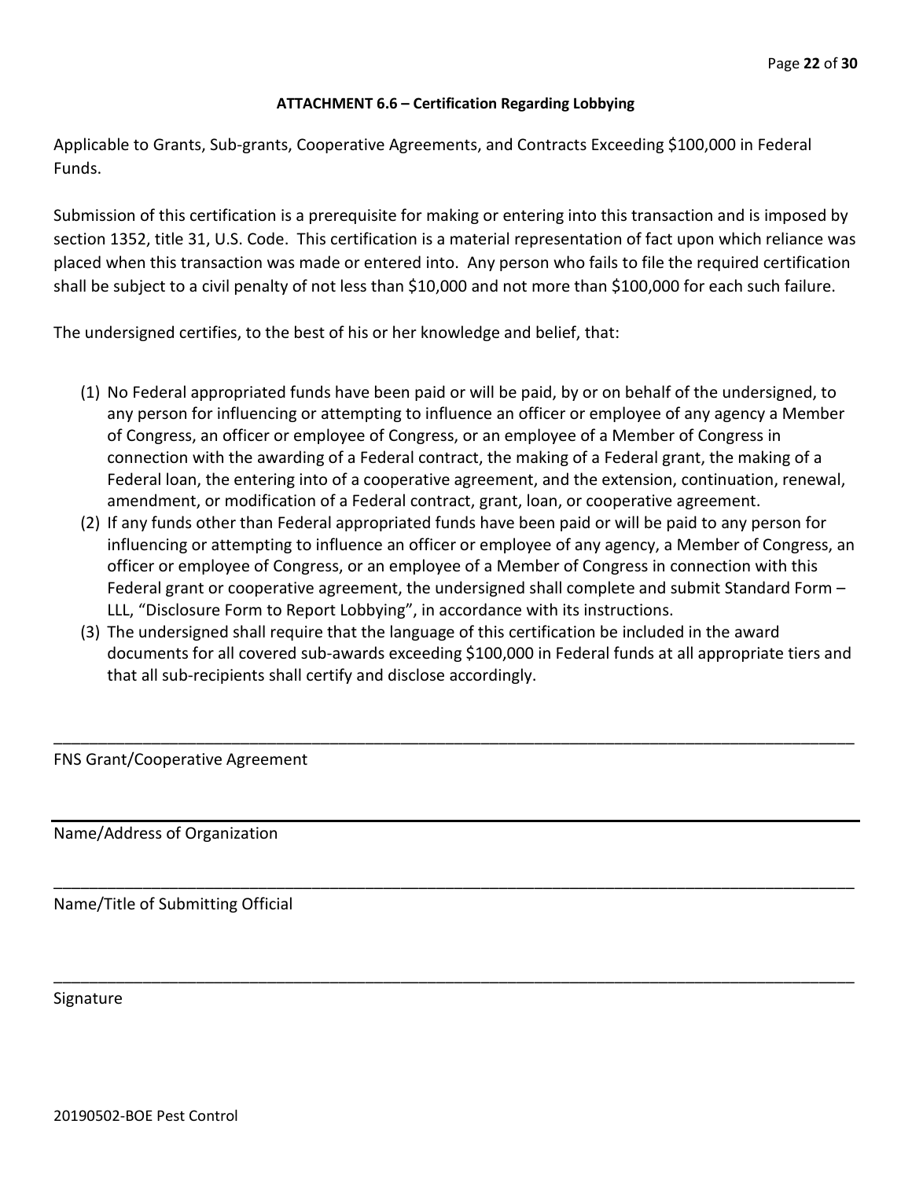**ATTACHMENT 6.6 – Certification Regarding Lobbying**

Applicable to Grants, Sub-grants, Cooperative Agreements, and Contracts Exceeding $100,000 in Federal Funds.

Submission of this certification is a prerequisite for making or entering into this transaction and is imposed by section 1352, title 31, U.S. Code. This certification is a material representation of fact upon which reliance was placed when this transaction was made or entered into. Any person who fails to file the required certification shall be subject to a civil penalty of not less than $10,000 and not more than $100,000 for each such failure.

The undersigned certifies, to the best of his or her knowledge and belief, that:

(1) No Federal appropriated funds have been paid or will be paid, by or on behalf of the undersigned, to any person for influencing or attempting to influence an officer or employee of any agency a Member of Congress, an officer or employee of Congress, or an employee of a Member of Congress in connection with the awarding of a Federal contract, the making of a Federal grant, the making of a Federal loan, the entering into of a cooperative agreement, and the extension, continuation, renewal, amendment, or modification of a Federal contract, grant, loan, or cooperative agreement.

(2) If any funds other than Federal appropriated funds have been paid or will be paid to any person for influencing or attempting to influence an officer or employee of any agency, a Member of Congress, an officer or employee of Congress, or an employee of a Member of Congress in connection with this Federal grant or cooperative agreement, the undersigned shall complete and submit Standard Form – LLL, "Disclosure Form to Report Lobbying", in accordance with its instructions.

(3) The undersigned shall require that the language of this certification be included in the award documents for all covered sub-awards exceeding $100,000 in Federal funds at all appropriate tiers and that all sub-recipients shall certify and disclose accordingly.

\_\_\_\_\_\_\_\_\_\_\_\_\_\_\_\_\_\_\_\_\_\_\_\_\_\_\_\_\_\_\_\_\_\_\_\_\_\_\_\_\_\_\_\_\_\_\_\_\_\_\_\_\_\_\_\_\_\_\_\_

FNS Grant/Cooperative Agreement

\_\_\_\_\_\_\_\_\_\_\_\_\_\_\_\_\_\_\_\_\_\_\_\_\_\_\_\_\_\_\_\_\_\_\_\_\_\_\_\_\_\_\_\_\_\_\_\_\_\_\_\_\_\_\_\_\_\_\_\_

Name/Address of Organization

\_\_\_\_\_\_\_\_\_\_\_\_\_\_\_\_\_\_\_\_\_\_\_\_\_\_\_\_\_\_\_\_\_\_\_\_\_\_\_\_\_\_\_\_\_\_\_\_\_\_\_\_\_\_\_\_\_\_\_\_

Name/Title of Submitting Official

\_\_\_\_\_\_\_\_\_\_\_\_\_\_\_\_\_\_\_\_\_\_\_\_\_\_\_\_\_\_\_\_\_\_\_\_\_\_\_\_\_\_\_\_\_\_\_\_\_\_\_\_\_\_\_\_\_\_\_\_

Signature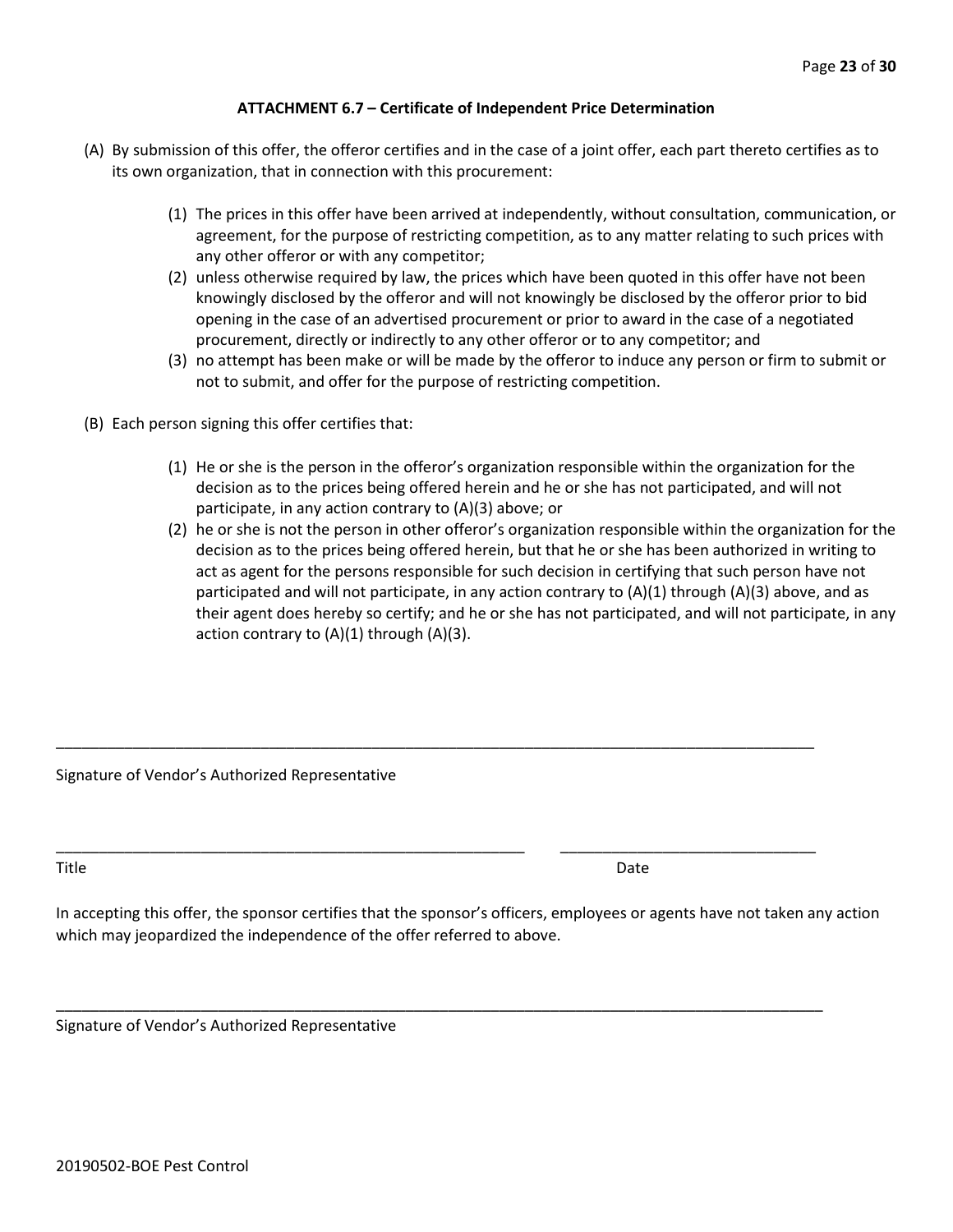### ATTACHMENT 6.7 – Certificate of Independent Price Determination

(A) By submission of this offer, the offeror certifies and in the case of a joint offer, each part thereto certifies as to its own organization, that in connection with this procurement:

(1) The prices in this offer have been arrived at independently, without consultation, communication, or agreement, for the purpose of restricting competition, as to any matter relating to such prices with any other offeror or with any competitor;
(2) unless otherwise required by law, the prices which have been quoted in this offer have not been knowingly disclosed by the offeror and will not knowingly be disclosed by the offeror prior to bid opening in the case of an advertised procurement or prior to award in the case of a negotiated procurement, directly or indirectly to any other offeror or to any competitor; and
(3) no attempt has been make or will be made by the offeror to induce any person or firm to submit or not to submit, and offer for the purpose of restricting competition.

(B) Each person signing this offer certifies that:

(1) He or she is the person in the offeror's organization responsible within the organization for the decision as to the prices being offered herein and he or she has not participated, and will not participate, in any action contrary to (A)(3) above; or
(2) he or she is not the person in other offeror's organization responsible within the organization for the decision as to the prices being offered herein, but that he or she has been authorized in writing to act as agent for the persons responsible for such decision in certifying that such person have not participated and will not participate, in any action contrary to (A)(1) through (A)(3) above, and as their agent does hereby so certify; and he or she has not participated, and will not participate, in any action contrary to (A)(1) through (A)(3).

\_\_\_\_\_\_\_\_\_\_\_\_\_\_\_\_\_\_\_\_\_\_\_\_\_\_\_\_\_\_\_\_\_\_\_\_\_\_\_\_\_\_\_\_\_\_\_\_\_\_\_\_\_\_\_\_\_\_\_\_

Signature of Vendor's Authorized Representative

\_\_\_\_\_\_\_\_\_\_\_\_\_\_\_\_\_\_\_\_\_\_\_\_\_\_\_\_\_\_\_\_\_\_\_\_ \_\_\_\_\_\_\_\_\_\_\_\_\_\_\_\_\_\_\_\_

Title Date

In accepting this offer, the sponsor certifies that the sponsor's officers, employees or agents have not taken any action which may jeopardized the independence of the offer referred to above.

\_\_\_\_\_\_\_\_\_\_\_\_\_\_\_\_\_\_\_\_\_\_\_\_\_\_\_\_\_\_\_\_\_\_\_\_\_\_\_\_\_\_\_\_\_\_\_\_\_\_\_\_\_\_\_\_\_\_\_\_

Signature of Vendor's Authorized Representative

20190502-BOE Pest Control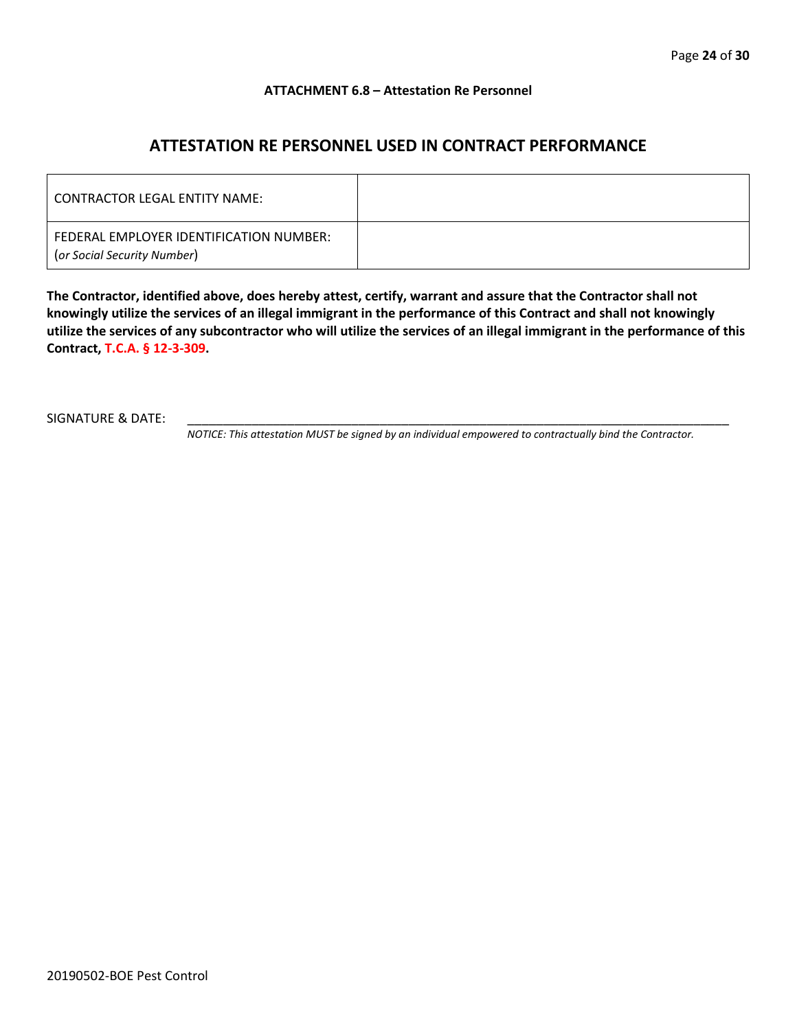**ATTACHMENT 6.8 – Attestation Re Personnel**

## ATTESTATION RE PERSONNEL USED IN CONTRACT PERFORMANCE

| | |
|---|---|
| CONTRACTOR LEGAL ENTITY NAME: | |
| FEDERAL EMPLOYER IDENTIFICATION NUMBER: (*or Social Security Number*) | |

**The Contractor, identified above, does hereby attest, certify, warrant and assure that the Contractor shall not knowingly utilize the services of an illegal immigrant in the performance of this Contract and shall not knowingly utilize the services of any subcontractor who will utilize the services of an illegal immigrant in the performance of this Contract, T.C.A. § 12-3-309.**

SIGNATURE & DATE: ___________________________________________________________________________

*NOTICE: This attestation MUST be signed by an individual empowered to contractually bind the Contractor.*

20190502-BOE Pest Control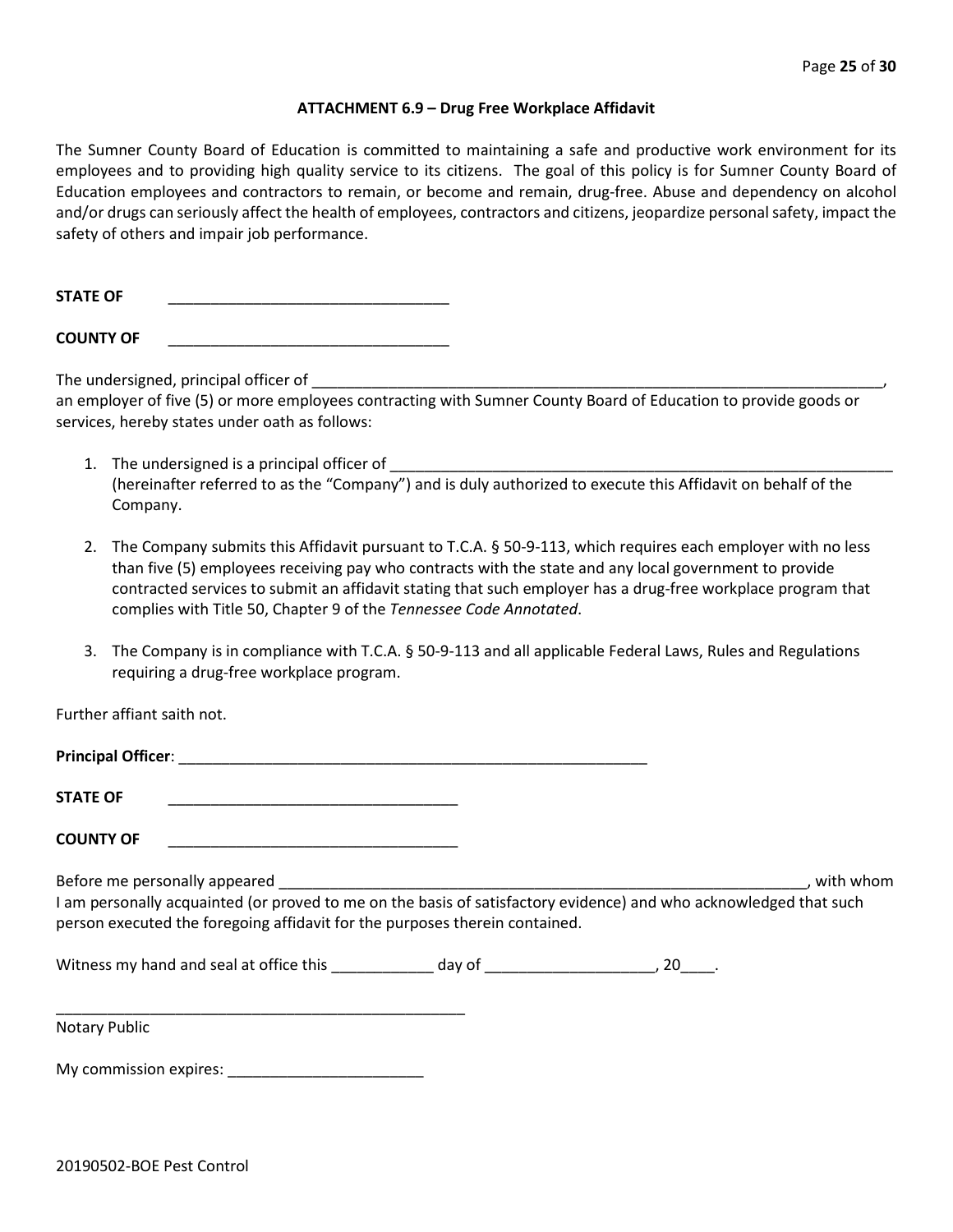### ATTACHMENT 6.9 – Drug Free Workplace Affidavit

The Sumner County Board of Education is committed to maintaining a safe and productive work environment for its employees and to providing high quality service to its citizens. The goal of this policy is for Sumner County Board of Education employees and contractors to remain, or become and remain, drug-free. Abuse and dependency on alcohol and/or drugs can seriously affect the health of employees, contractors and citizens, jeopardize personal safety, impact the safety of others and impair job performance.

**STATE OF** ________________________________

**COUNTY OF** ________________________________

The undersigned, principal officer of ____________________________________________________________________, an employer of five (5) or more employees contracting with Sumner County Board of Education to provide goods or services, hereby states under oath as follows:

1. The undersigned is a principal officer of ____________________________________________________________ (hereinafter referred to as the "Company") and is duly authorized to execute this Affidavit on behalf of the Company.

2. The Company submits this Affidavit pursuant to T.C.A. § 50-9-113, which requires each employer with no less than five (5) employees receiving pay who contracts with the state and any local government to provide contracted services to submit an affidavit stating that such employer has a drug-free workplace program that complies with Title 50, Chapter 9 of the *Tennessee Code Annotated*.

3. The Company is in compliance with T.C.A. § 50-9-113 and all applicable Federal Laws, Rules and Regulations requiring a drug-free workplace program.

Further affiant saith not.

**Principal Officer**: ______________________________________________________

**STATE OF** __________________________________

**COUNTY OF** __________________________________

Before me personally appeared ______________________________________________________________, with whom I am personally acquainted (or proved to me on the basis of satisfactory evidence) and who acknowledged that such person executed the foregoing affidavit for the purposes therein contained.

Witness my hand and seal at office this ____________ day of ____________________, 20____.

__________________________________________________

Notary Public

My commission expires: _______________________

20190502-BOE Pest Control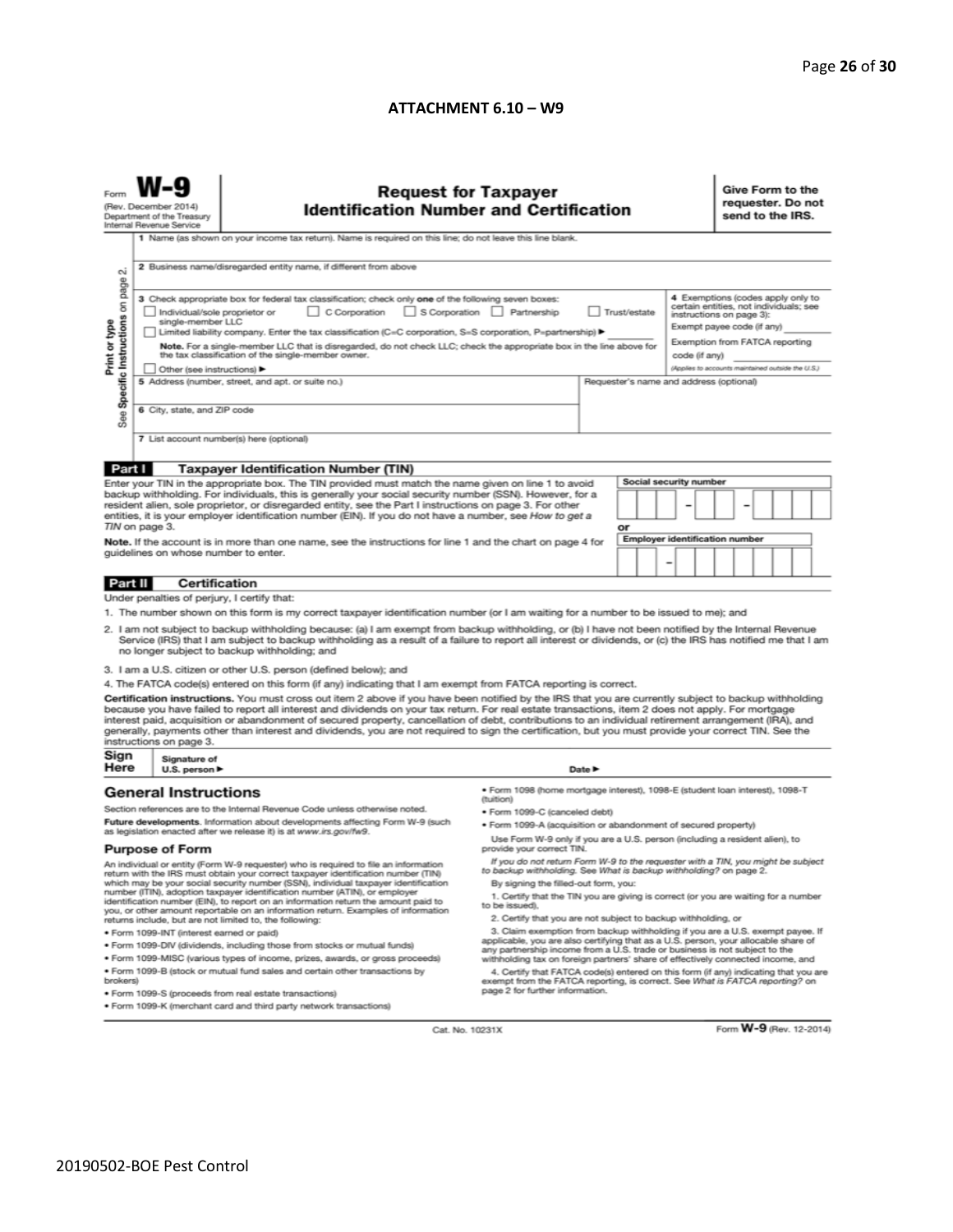**ATTACHMENT 6.10 – W9**

Form **W-9**
(Rev. December 2014)
Department of the Treasury
Internal Revenue Service

# Request for Taxpayer Identification Number and Certification

**Give Form to the requester. Do not send to the IRS.**

Print or type
See **Specific Instructions** on page 2.

1 Name (as shown on your income tax return). Name is required on this line; do not leave this line blank.

2 Business name/disregarded entity name, if different from above

3 Check appropriate box for federal tax classification; check only **one** of the following seven boxes:

☐ Individual/sole proprietor or single-member LLC ☐ C Corporation ☐ S Corporation ☐ Partnership ☐ Trust/estate

☐ Limited liability company. Enter the tax classification (C=C corporation, S=S corporation, P=partnership) ► ________

**Note.** For a single-member LLC that is disregarded, do not check LLC; check the appropriate box in the line above for the tax classification of the single-member owner.

☐ Other (see instructions) ►

4 Exemptions (codes apply only to certain entities, not individuals; see instructions on page 3):

Exempt payee code (if any) ________

Exemption from FATCA reporting code (if any) ________

*(Applies to accounts maintained outside the U.S.)*

5 Address (number, street, and apt. or suite no.)

Requester's name and address (optional)

6 City, state, and ZIP code

7 List account number(s) here (optional)

## Part I Taxpayer Identification Number (TIN)

Enter your TIN in the appropriate box. The TIN provided must match the name given on line 1 to avoid backup withholding. For individuals, this is generally your social security number (SSN). However, for a resident alien, sole proprietor, or disregarded entity, see the Part I instructions on page 3. For other entities, it is your employer identification number (EIN). If you do not have a number, see *How to get a TIN* on page 3.

**Note.** If the account is in more than one name, see the instructions for line 1 and the chart on page 4 for guidelines on whose number to enter.

**Social security number**

☐☐☐ – ☐☐ – ☐☐☐☐

or

**Employer identification number**

☐☐ – ☐☐☐☐☐☐☐

## Part II Certification

Under penalties of perjury, I certify that:

1. The number shown on this form is my correct taxpayer identification number (or I am waiting for a number to be issued to me); and
2. I am not subject to backup withholding because: (a) I am exempt from backup withholding, or (b) I have not been notified by the Internal Revenue Service (IRS) that I am subject to backup withholding as a result of a failure to report all interest or dividends, or (c) the IRS has notified me that I am no longer subject to backup withholding; and
3. I am a U.S. citizen or other U.S. person (defined below); and
4. The FATCA code(s) entered on this form (if any) indicating that I am exempt from FATCA reporting is correct.

**Certification instructions.** You must cross out item 2 above if you have been notified by the IRS that you are currently subject to backup withholding because you have failed to report all interest and dividends on your tax return. For real estate transactions, item 2 does not apply. For mortgage interest paid, acquisition or abandonment of secured property, cancellation of debt, contributions to an individual retirement arrangement (IRA), and generally, payments other than interest and dividends, you are not required to sign the certification, but you must provide your correct TIN. See the instructions on page 3.

**Sign Here** Signature of U.S. person ► Date ►

## General Instructions

Section references are to the Internal Revenue Code unless otherwise noted.

**Future developments.** Information about developments affecting Form W-9 (such as legislation enacted after we release it) is at *www.irs.gov/fw9*.

### Purpose of Form

An individual or entity (Form W-9 requester) who is required to file an information return with the IRS must obtain your correct taxpayer identification number (TIN) which may be your social security number (SSN), individual taxpayer identification number (ITIN), adoption taxpayer identification number (ATIN), or employer identification number (EIN), to report on an information return the amount paid to you, or other amount reportable on an information return. Examples of information returns include, but are not limited to, the following:

- Form 1099-INT (interest earned or paid)
- Form 1099-DIV (dividends, including those from stocks or mutual funds)
- Form 1099-MISC (various types of income, prizes, awards, or gross proceeds)
- Form 1099-B (stock or mutual fund sales and certain other transactions by brokers)
- Form 1099-S (proceeds from real estate transactions)
- Form 1099-K (merchant card and third party network transactions)
- Form 1098 (home mortgage interest), 1098-E (student loan interest), 1098-T (tuition)
- Form 1099-C (canceled debt)
- Form 1099-A (acquisition or abandonment of secured property)

Use Form W-9 only if you are a U.S. person (including a resident alien), to provide your correct TIN.

*If you do not return Form W-9 to the requester with a TIN, you might be subject to backup withholding. See What is backup withholding? on page 2.*

By signing the filled-out form, you:

1. Certify that the TIN you are giving is correct (or you are waiting for a number to be issued),
2. Certify that you are not subject to backup withholding, or
3. Claim exemption from backup withholding if you are a U.S. exempt payee. If applicable, you are also certifying that as a U.S. person, your allocable share of any partnership income from a U.S. trade or business is not subject to the withholding tax on foreign partners' share of effectively connected income, and
4. Certify that FATCA code(s) entered on this form (if any) indicating that you are exempt from the FATCA reporting, is correct. See *What is FATCA reporting?* on page 2 for further information.

Cat. No. 10231X

Form **W-9** (Rev. 12-2014)

20190502-BOE Pest Control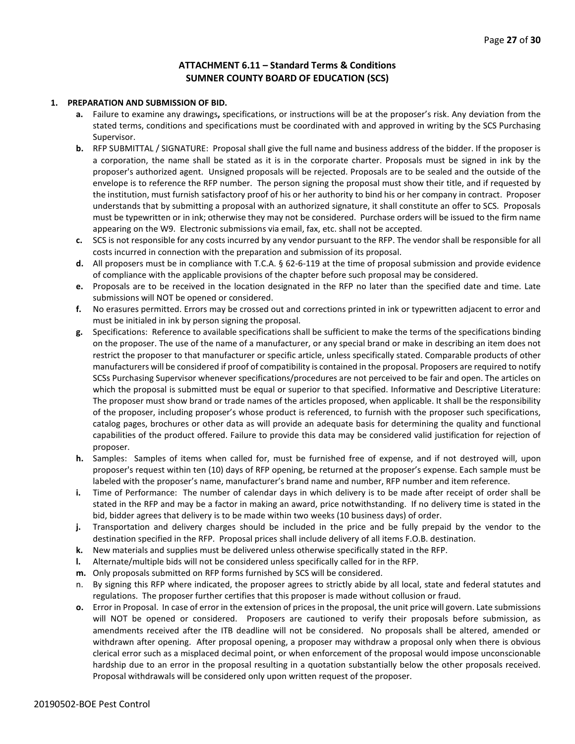## ATTACHMENT 6.11 – Standard Terms & Conditions
## SUMNER COUNTY BOARD OF EDUCATION (SCS)

**1. PREPARATION AND SUBMISSION OF BID.**

- **a.** Failure to examine any drawings**,** specifications, or instructions will be at the proposer's risk. Any deviation from the stated terms, conditions and specifications must be coordinated with and approved in writing by the SCS Purchasing Supervisor.
- **b.** RFP SUBMITTAL / SIGNATURE: Proposal shall give the full name and business address of the bidder. If the proposer is a corporation, the name shall be stated as it is in the corporate charter. Proposals must be signed in ink by the proposer's authorized agent. Unsigned proposals will be rejected. Proposals are to be sealed and the outside of the envelope is to reference the RFP number. The person signing the proposal must show their title, and if requested by the institution, must furnish satisfactory proof of his or her authority to bind his or her company in contract. Proposer understands that by submitting a proposal with an authorized signature, it shall constitute an offer to SCS. Proposals must be typewritten or in ink; otherwise they may not be considered. Purchase orders will be issued to the firm name appearing on the W9. Electronic submissions via email, fax, etc. shall not be accepted.
- **c.** SCS is not responsible for any costs incurred by any vendor pursuant to the RFP. The vendor shall be responsible for all costs incurred in connection with the preparation and submission of its proposal.
- **d.** All proposers must be in compliance with T.C.A. § 62-6-119 at the time of proposal submission and provide evidence of compliance with the applicable provisions of the chapter before such proposal may be considered.
- **e.** Proposals are to be received in the location designated in the RFP no later than the specified date and time. Late submissions will NOT be opened or considered.
- **f.** No erasures permitted. Errors may be crossed out and corrections printed in ink or typewritten adjacent to error and must be initialed in ink by person signing the proposal.
- **g.** Specifications: Reference to available specifications shall be sufficient to make the terms of the specifications binding on the proposer. The use of the name of a manufacturer, or any special brand or make in describing an item does not restrict the proposer to that manufacturer or specific article, unless specifically stated. Comparable products of other manufacturers will be considered if proof of compatibility is contained in the proposal. Proposers are required to notify SCSs Purchasing Supervisor whenever specifications/procedures are not perceived to be fair and open. The articles on which the proposal is submitted must be equal or superior to that specified. Informative and Descriptive Literature: The proposer must show brand or trade names of the articles proposed, when applicable. It shall be the responsibility of the proposer, including proposer's whose product is referenced, to furnish with the proposer such specifications, catalog pages, brochures or other data as will provide an adequate basis for determining the quality and functional capabilities of the product offered. Failure to provide this data may be considered valid justification for rejection of proposer.
- **h.** Samples: Samples of items when called for, must be furnished free of expense, and if not destroyed will, upon proposer's request within ten (10) days of RFP opening, be returned at the proposer's expense. Each sample must be labeled with the proposer's name, manufacturer's brand name and number, RFP number and item reference.
- **i.** Time of Performance: The number of calendar days in which delivery is to be made after receipt of order shall be stated in the RFP and may be a factor in making an award, price notwithstanding. If no delivery time is stated in the bid, bidder agrees that delivery is to be made within two weeks (10 business days) of order.
- **j.** Transportation and delivery charges should be included in the price and be fully prepaid by the vendor to the destination specified in the RFP. Proposal prices shall include delivery of all items F.O.B. destination.
- **k.** New materials and supplies must be delivered unless otherwise specifically stated in the RFP.
- **l.** Alternate/multiple bids will not be considered unless specifically called for in the RFP.
- **m.** Only proposals submitted on RFP forms furnished by SCS will be considered.
- n. By signing this RFP where indicated, the proposer agrees to strictly abide by all local, state and federal statutes and regulations. The proposer further certifies that this proposer is made without collusion or fraud.
- **o.** Error in Proposal. In case of error in the extension of prices in the proposal, the unit price will govern. Late submissions will NOT be opened or considered. Proposers are cautioned to verify their proposals before submission, as amendments received after the ITB deadline will not be considered. No proposals shall be altered, amended or withdrawn after opening. After proposal opening, a proposer may withdraw a proposal only when there is obvious clerical error such as a misplaced decimal point, or when enforcement of the proposal would impose unconscionable hardship due to an error in the proposal resulting in a quotation substantially below the other proposals received. Proposal withdrawals will be considered only upon written request of the proposer.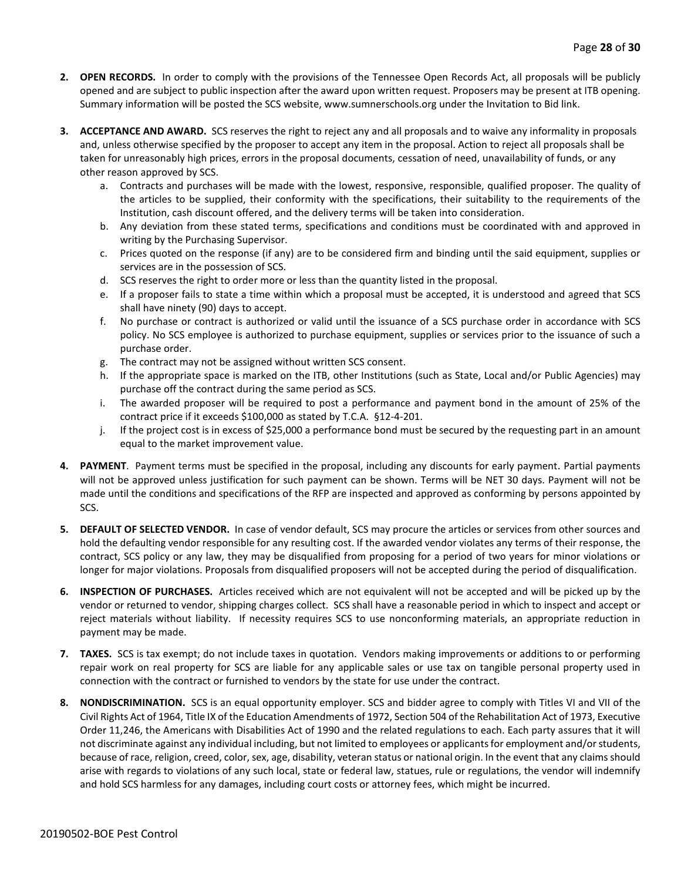2. **OPEN RECORDS.** In order to comply with the provisions of the Tennessee Open Records Act, all proposals will be publicly opened and are subject to public inspection after the award upon written request. Proposers may be present at ITB opening. Summary information will be posted the SCS website, www.sumnerschools.org under the Invitation to Bid link.

3. **ACCEPTANCE AND AWARD.** SCS reserves the right to reject any and all proposals and to waive any informality in proposals and, unless otherwise specified by the proposer to accept any item in the proposal. Action to reject all proposals shall be taken for unreasonably high prices, errors in the proposal documents, cessation of need, unavailability of funds, or any other reason approved by SCS.
   a. Contracts and purchases will be made with the lowest, responsive, responsible, qualified proposer. The quality of the articles to be supplied, their conformity with the specifications, their suitability to the requirements of the Institution, cash discount offered, and the delivery terms will be taken into consideration.
   b. Any deviation from these stated terms, specifications and conditions must be coordinated with and approved in writing by the Purchasing Supervisor.
   c. Prices quoted on the response (if any) are to be considered firm and binding until the said equipment, supplies or services are in the possession of SCS.
   d. SCS reserves the right to order more or less than the quantity listed in the proposal.
   e. If a proposer fails to state a time within which a proposal must be accepted, it is understood and agreed that SCS shall have ninety (90) days to accept.
   f. No purchase or contract is authorized or valid until the issuance of a SCS purchase order in accordance with SCS policy. No SCS employee is authorized to purchase equipment, supplies or services prior to the issuance of such a purchase order.
   g. The contract may not be assigned without written SCS consent.
   h. If the appropriate space is marked on the ITB, other Institutions (such as State, Local and/or Public Agencies) may purchase off the contract during the same period as SCS.
   i. The awarded proposer will be required to post a performance and payment bond in the amount of 25% of the contract price if it exceeds $100,000 as stated by T.C.A. §12-4-201.
   j. If the project cost is in excess of $25,000 a performance bond must be secured by the requesting part in an amount equal to the market improvement value.

4. **PAYMENT**. Payment terms must be specified in the proposal, including any discounts for early payment. Partial payments will not be approved unless justification for such payment can be shown. Terms will be NET 30 days. Payment will not be made until the conditions and specifications of the RFP are inspected and approved as conforming by persons appointed by SCS.

5. **DEFAULT OF SELECTED VENDOR.** In case of vendor default, SCS may procure the articles or services from other sources and hold the defaulting vendor responsible for any resulting cost. If the awarded vendor violates any terms of their response, the contract, SCS policy or any law, they may be disqualified from proposing for a period of two years for minor violations or longer for major violations. Proposals from disqualified proposers will not be accepted during the period of disqualification.

6. **INSPECTION OF PURCHASES.** Articles received which are not equivalent will not be accepted and will be picked up by the vendor or returned to vendor, shipping charges collect. SCS shall have a reasonable period in which to inspect and accept or reject materials without liability. If necessity requires SCS to use nonconforming materials, an appropriate reduction in payment may be made.

7. **TAXES.** SCS is tax exempt; do not include taxes in quotation. Vendors making improvements or additions to or performing repair work on real property for SCS are liable for any applicable sales or use tax on tangible personal property used in connection with the contract or furnished to vendors by the state for use under the contract.

8. **NONDISCRIMINATION.** SCS is an equal opportunity employer. SCS and bidder agree to comply with Titles VI and VII of the Civil Rights Act of 1964, Title IX of the Education Amendments of 1972, Section 504 of the Rehabilitation Act of 1973, Executive Order 11,246, the Americans with Disabilities Act of 1990 and the related regulations to each. Each party assures that it will not discriminate against any individual including, but not limited to employees or applicants for employment and/or students, because of race, religion, creed, color, sex, age, disability, veteran status or national origin. In the event that any claims should arise with regards to violations of any such local, state or federal law, statues, rule or regulations, the vendor will indemnify and hold SCS harmless for any damages, including court costs or attorney fees, which might be incurred.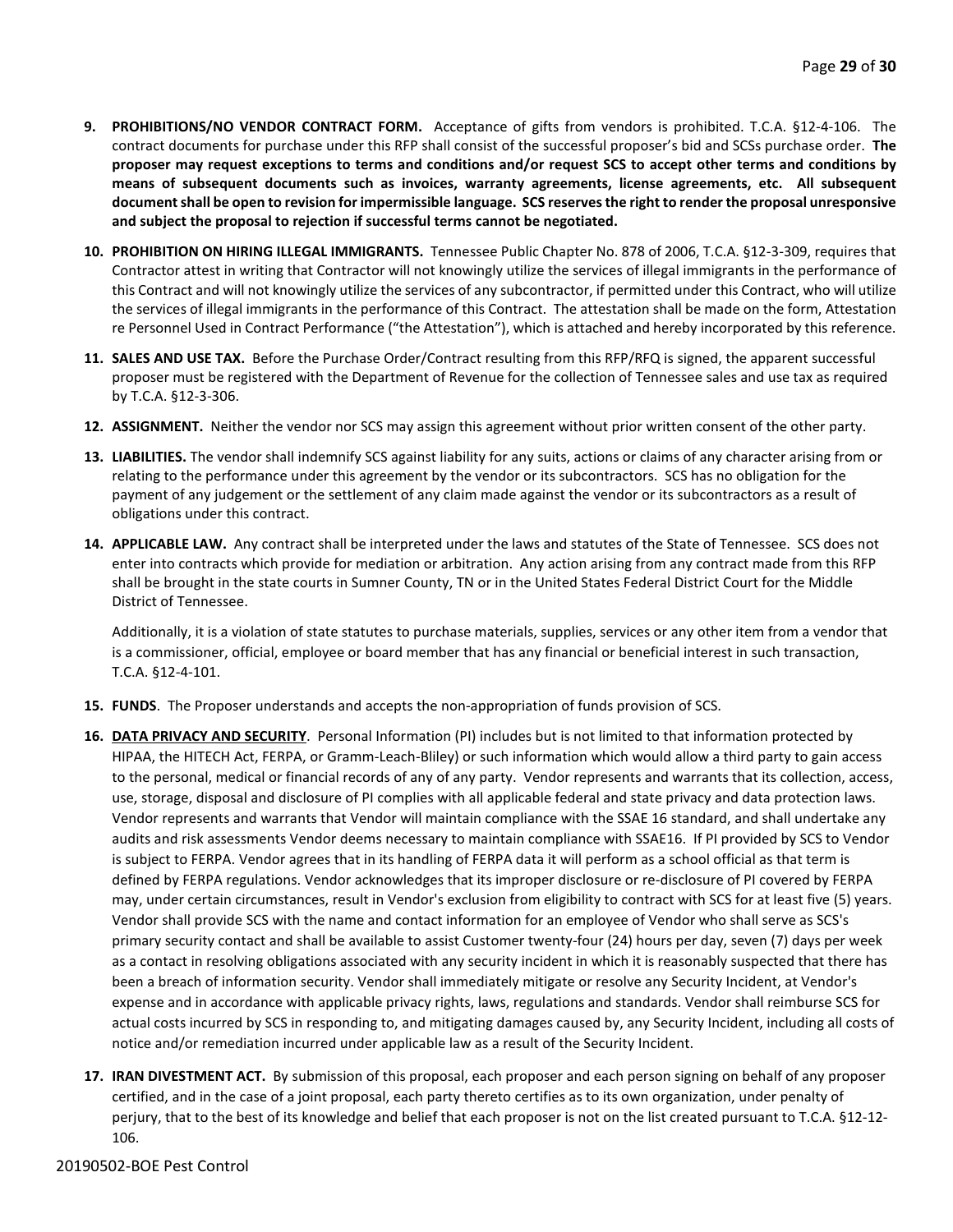9. **PROHIBITIONS/NO VENDOR CONTRACT FORM.** Acceptance of gifts from vendors is prohibited. T.C.A. §12-4-106. The contract documents for purchase under this RFP shall consist of the successful proposer's bid and SCSs purchase order. **The proposer may request exceptions to terms and conditions and/or request SCS to accept other terms and conditions by means of subsequent documents such as invoices, warranty agreements, license agreements, etc. All subsequent document shall be open to revision for impermissible language. SCS reserves the right to render the proposal unresponsive and subject the proposal to rejection if successful terms cannot be negotiated.**

10. **PROHIBITION ON HIRING ILLEGAL IMMIGRANTS.** Tennessee Public Chapter No. 878 of 2006, T.C.A. §12-3-309, requires that Contractor attest in writing that Contractor will not knowingly utilize the services of illegal immigrants in the performance of this Contract and will not knowingly utilize the services of any subcontractor, if permitted under this Contract, who will utilize the services of illegal immigrants in the performance of this Contract. The attestation shall be made on the form, Attestation re Personnel Used in Contract Performance ("the Attestation"), which is attached and hereby incorporated by this reference.

11. **SALES AND USE TAX.** Before the Purchase Order/Contract resulting from this RFP/RFQ is signed, the apparent successful proposer must be registered with the Department of Revenue for the collection of Tennessee sales and use tax as required by T.C.A. §12-3-306.

12. **ASSIGNMENT.** Neither the vendor nor SCS may assign this agreement without prior written consent of the other party.

13. **LIABILITIES.** The vendor shall indemnify SCS against liability for any suits, actions or claims of any character arising from or relating to the performance under this agreement by the vendor or its subcontractors. SCS has no obligation for the payment of any judgement or the settlement of any claim made against the vendor or its subcontractors as a result of obligations under this contract.

14. **APPLICABLE LAW.** Any contract shall be interpreted under the laws and statutes of the State of Tennessee. SCS does not enter into contracts which provide for mediation or arbitration. Any action arising from any contract made from this RFP shall be brought in the state courts in Sumner County, TN or in the United States Federal District Court for the Middle District of Tennessee.

    Additionally, it is a violation of state statutes to purchase materials, supplies, services or any other item from a vendor that is a commissioner, official, employee or board member that has any financial or beneficial interest in such transaction, T.C.A. §12-4-101.

15. **FUNDS**. The Proposer understands and accepts the non-appropriation of funds provision of SCS.

16. **<u>DATA PRIVACY AND SECURITY</u>**. Personal Information (PI) includes but is not limited to that information protected by HIPAA, the HITECH Act, FERPA, or Gramm-Leach-Bliley) or such information which would allow a third party to gain access to the personal, medical or financial records of any of any party. Vendor represents and warrants that its collection, access, use, storage, disposal and disclosure of PI complies with all applicable federal and state privacy and data protection laws. Vendor represents and warrants that Vendor will maintain compliance with the SSAE 16 standard, and shall undertake any audits and risk assessments Vendor deems necessary to maintain compliance with SSAE16. If PI provided by SCS to Vendor is subject to FERPA. Vendor agrees that in its handling of FERPA data it will perform as a school official as that term is defined by FERPA regulations. Vendor acknowledges that its improper disclosure or re-disclosure of PI covered by FERPA may, under certain circumstances, result in Vendor's exclusion from eligibility to contract with SCS for at least five (5) years. Vendor shall provide SCS with the name and contact information for an employee of Vendor who shall serve as SCS's primary security contact and shall be available to assist Customer twenty-four (24) hours per day, seven (7) days per week as a contact in resolving obligations associated with any security incident in which it is reasonably suspected that there has been a breach of information security. Vendor shall immediately mitigate or resolve any Security Incident, at Vendor's expense and in accordance with applicable privacy rights, laws, regulations and standards. Vendor shall reimburse SCS for actual costs incurred by SCS in responding to, and mitigating damages caused by, any Security Incident, including all costs of notice and/or remediation incurred under applicable law as a result of the Security Incident.

17. **IRAN DIVESTMENT ACT.** By submission of this proposal, each proposer and each person signing on behalf of any proposer certified, and in the case of a joint proposal, each party thereto certifies as to its own organization, under penalty of perjury, that to the best of its knowledge and belief that each proposer is not on the list created pursuant to T.C.A. §12-12-106.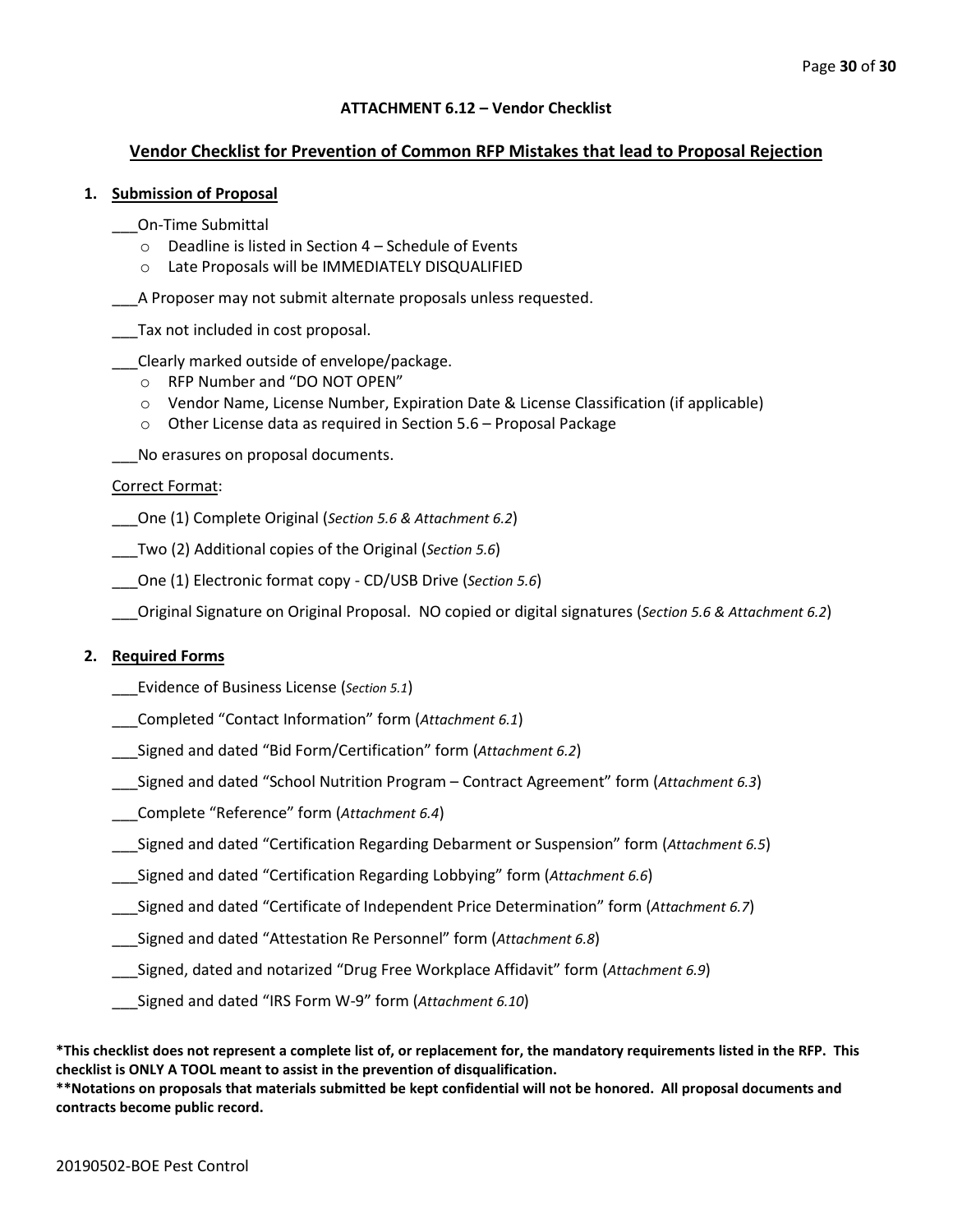**ATTACHMENT 6.12 – Vendor Checklist**

## Vendor Checklist for Prevention of Common RFP Mistakes that lead to Proposal Rejection

1. **Submission of Proposal**

   ___On-Time Submittal
   - Deadline is listed in Section 4 – Schedule of Events
   - Late Proposals will be IMMEDIATELY DISQUALIFIED

   ___A Proposer may not submit alternate proposals unless requested.

   ___Tax not included in cost proposal.

   ___Clearly marked outside of envelope/package.
   - RFP Number and "DO NOT OPEN"
   - Vendor Name, License Number, Expiration Date & License Classification (if applicable)
   - Other License data as required in Section 5.6 – Proposal Package

   ___No erasures on proposal documents.

   Correct Format:

   ___One (1) Complete Original (*Section 5.6 & Attachment 6.2*)

   ___Two (2) Additional copies of the Original (*Section 5.6*)

   ___One (1) Electronic format copy - CD/USB Drive (*Section 5.6*)

   ___Original Signature on Original Proposal. NO copied or digital signatures (*Section 5.6 & Attachment 6.2*)

2. **Required Forms**

   ___Evidence of Business License (*Section 5.1*)

   ___Completed "Contact Information" form (*Attachment 6.1*)

   ___Signed and dated "Bid Form/Certification" form (*Attachment 6.2*)

   ___Signed and dated "School Nutrition Program – Contract Agreement" form (*Attachment 6.3*)

   ___Complete "Reference" form (*Attachment 6.4*)

   ___Signed and dated "Certification Regarding Debarment or Suspension" form (*Attachment 6.5*)

   ___Signed and dated "Certification Regarding Lobbying" form (*Attachment 6.6*)

   ___Signed and dated "Certificate of Independent Price Determination" form (*Attachment 6.7*)

   ___Signed and dated "Attestation Re Personnel" form (*Attachment 6.8*)

   ___Signed, dated and notarized "Drug Free Workplace Affidavit" form (*Attachment 6.9*)

   ___Signed and dated "IRS Form W-9" form (*Attachment 6.10*)

**\*This checklist does not represent a complete list of, or replacement for, the mandatory requirements listed in the RFP. This checklist is ONLY A TOOL meant to assist in the prevention of disqualification.**

**\*\*Notations on proposals that materials submitted be kept confidential will not be honored. All proposal documents and contracts become public record.**

20190502-BOE Pest Control